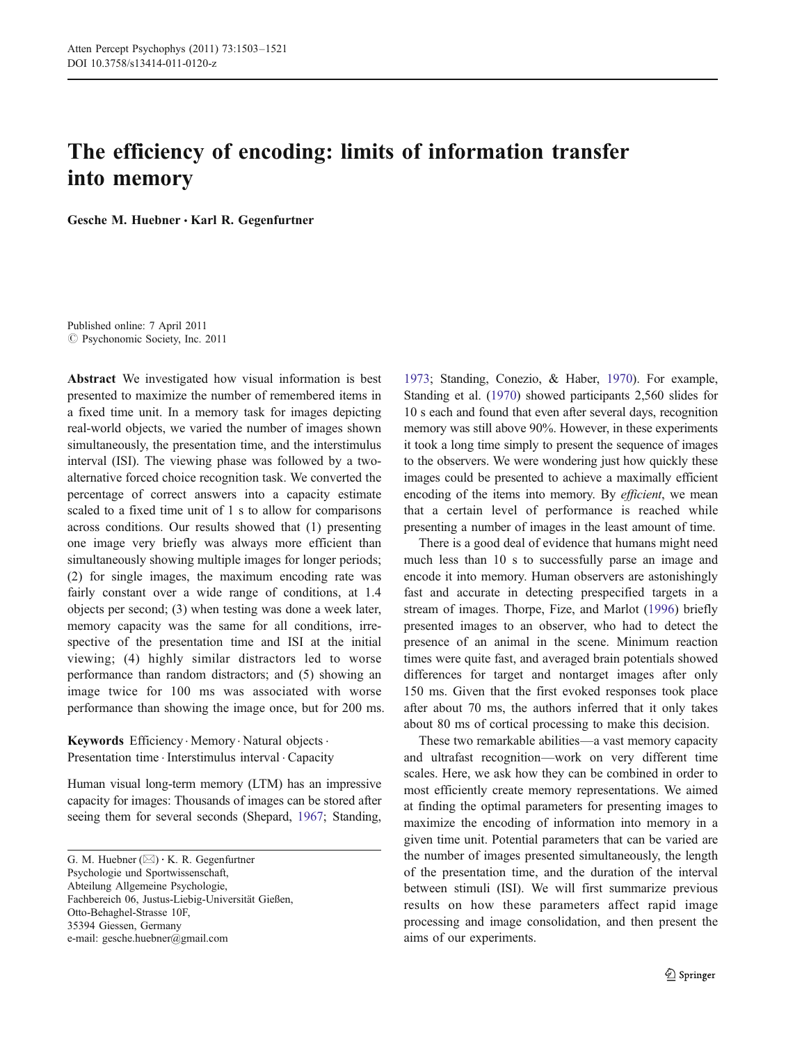# The efficiency of encoding: limits of information transfer into memory

**Gesche M. Huebner · Karl R. Gegenfurtner**

Published online: 7 April 2011
© Psychonomic Society, Inc. 2011

**Abstract** We investigated how visual information is best presented to maximize the number of remembered items in a fixed time unit. In a memory task for images depicting real-world objects, we varied the number of images shown simultaneously, the presentation time, and the interstimulus interval (ISI). The viewing phase was followed by a two-alternative forced choice recognition task. We converted the percentage of correct answers into a capacity estimate scaled to a fixed time unit of 1 s to allow for comparisons across conditions. Our results showed that (1) presenting one image very briefly was always more efficient than simultaneously showing multiple images for longer periods; (2) for single images, the maximum encoding rate was fairly constant over a wide range of conditions, at 1.4 objects per second; (3) when testing was done a week later, memory capacity was the same for all conditions, irrespective of the presentation time and ISI at the initial viewing; (4) highly similar distractors led to worse performance than random distractors; and (5) showing an image twice for 100 ms was associated with worse performance than showing the image once, but for 200 ms.

**Keywords** Efficiency · Memory · Natural objects · Presentation time · Interstimulus interval · Capacity

Human visual long-term memory (LTM) has an impressive capacity for images: Thousands of images can be stored after seeing them for several seconds (Shepard, 1967; Standing, 1973; Standing, Conezio, & Haber, 1970). For example, Standing et al. (1970) showed participants 2,560 slides for 10 s each and found that even after several days, recognition memory was still above 90%. However, in these experiments it took a long time simply to present the sequence of images to the observers. We were wondering just how quickly these images could be presented to achieve a maximally efficient encoding of the items into memory. By *efficient*, we mean that a certain level of performance is reached while presenting a number of images in the least amount of time.

There is a good deal of evidence that humans might need much less than 10 s to successfully parse an image and encode it into memory. Human observers are astonishingly fast and accurate in detecting prespecified targets in a stream of images. Thorpe, Fize, and Marlot (1996) briefly presented images to an observer, who had to detect the presence of an animal in the scene. Minimum reaction times were quite fast, and averaged brain potentials showed differences for target and nontarget images after only 150 ms. Given that the first evoked responses took place after about 70 ms, the authors inferred that it only takes about 80 ms of cortical processing to make this decision.

These two remarkable abilities—a vast memory capacity and ultrafast recognition—work on very different time scales. Here, we ask how they can be combined in order to most efficiently create memory representations. We aimed at finding the optimal parameters for presenting images to maximize the encoding of information into memory in a given time unit. Potential parameters that can be varied are the number of images presented simultaneously, the length of the presentation time, and the duration of the interval between stimuli (ISI). We will first summarize previous results on how these parameters affect rapid image processing and image consolidation, and then present the aims of our experiments.

G. M. Huebner (✉) · K. R. Gegenfurtner
Psychologie und Sportwissenschaft,
Abteilung Allgemeine Psychologie,
Fachbereich 06, Justus-Liebig-Universität Gießen,
Otto-Behaghel-Strasse 10F,
35394 Giessen, Germany
e-mail: gesche.huebner@gmail.com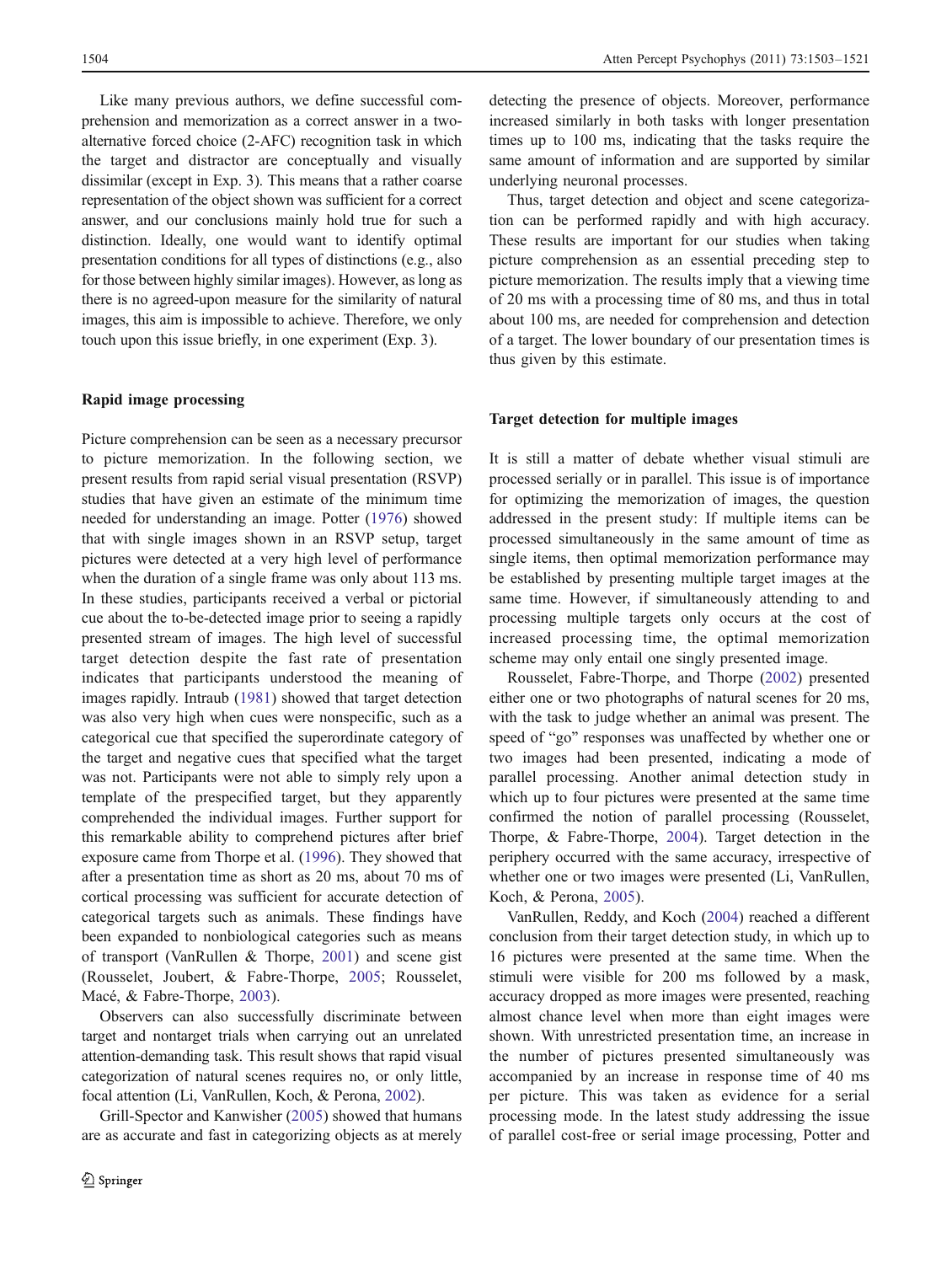Like many previous authors, we define successful comprehension and memorization as a correct answer in a two-alternative forced choice (2-AFC) recognition task in which the target and distractor are conceptually and visually dissimilar (except in Exp. 3). This means that a rather coarse representation of the object shown was sufficient for a correct answer, and our conclusions mainly hold true for such a distinction. Ideally, one would want to identify optimal presentation conditions for all types of distinctions (e.g., also for those between highly similar images). However, as long as there is no agreed-upon measure for the similarity of natural images, this aim is impossible to achieve. Therefore, we only touch upon this issue briefly, in one experiment (Exp. 3).

## Rapid image processing

Picture comprehension can be seen as a necessary precursor to picture memorization. In the following section, we present results from rapid serial visual presentation (RSVP) studies that have given an estimate of the minimum time needed for understanding an image. Potter (1976) showed that with single images shown in an RSVP setup, target pictures were detected at a very high level of performance when the duration of a single frame was only about 113 ms. In these studies, participants received a verbal or pictorial cue about the to-be-detected image prior to seeing a rapidly presented stream of images. The high level of successful target detection despite the fast rate of presentation indicates that participants understood the meaning of images rapidly. Intraub (1981) showed that target detection was also very high when cues were nonspecific, such as a categorical cue that specified the superordinate category of the target and negative cues that specified what the target was not. Participants were not able to simply rely upon a template of the prespecified target, but they apparently comprehended the individual images. Further support for this remarkable ability to comprehend pictures after brief exposure came from Thorpe et al. (1996). They showed that after a presentation time as short as 20 ms, about 70 ms of cortical processing was sufficient for accurate detection of categorical targets such as animals. These findings have been expanded to nonbiological categories such as means of transport (VanRullen & Thorpe, 2001) and scene gist (Rousselet, Joubert, & Fabre-Thorpe, 2005; Rousselet, Macé, & Fabre-Thorpe, 2003).

Observers can also successfully discriminate between target and nontarget trials when carrying out an unrelated attention-demanding task. This result shows that rapid visual categorization of natural scenes requires no, or only little, focal attention (Li, VanRullen, Koch, & Perona, 2002).

Grill-Spector and Kanwisher (2005) showed that humans are as accurate and fast in categorizing objects as at merely detecting the presence of objects. Moreover, performance increased similarly in both tasks with longer presentation times up to 100 ms, indicating that the tasks require the same amount of information and are supported by similar underlying neuronal processes.

Thus, target detection and object and scene categorization can be performed rapidly and with high accuracy. These results are important for our studies when taking picture comprehension as an essential preceding step to picture memorization. The results imply that a viewing time of 20 ms with a processing time of 80 ms, and thus in total about 100 ms, are needed for comprehension and detection of a target. The lower boundary of our presentation times is thus given by this estimate.

## Target detection for multiple images

It is still a matter of debate whether visual stimuli are processed serially or in parallel. This issue is of importance for optimizing the memorization of images, the question addressed in the present study: If multiple items can be processed simultaneously in the same amount of time as single items, then optimal memorization performance may be established by presenting multiple target images at the same time. However, if simultaneously attending to and processing multiple targets only occurs at the cost of increased processing time, the optimal memorization scheme may only entail one singly presented image.

Rousselet, Fabre-Thorpe, and Thorpe (2002) presented either one or two photographs of natural scenes for 20 ms, with the task to judge whether an animal was present. The speed of "go" responses was unaffected by whether one or two images had been presented, indicating a mode of parallel processing. Another animal detection study in which up to four pictures were presented at the same time confirmed the notion of parallel processing (Rousselet, Thorpe, & Fabre-Thorpe, 2004). Target detection in the periphery occurred with the same accuracy, irrespective of whether one or two images were presented (Li, VanRullen, Koch, & Perona, 2005).

VanRullen, Reddy, and Koch (2004) reached a different conclusion from their target detection study, in which up to 16 pictures were presented at the same time. When the stimuli were visible for 200 ms followed by a mask, accuracy dropped as more images were presented, reaching almost chance level when more than eight images were shown. With unrestricted presentation time, an increase in the number of pictures presented simultaneously was accompanied by an increase in response time of 40 ms per picture. This was taken as evidence for a serial processing mode. In the latest study addressing the issue of parallel cost-free or serial image processing, Potter and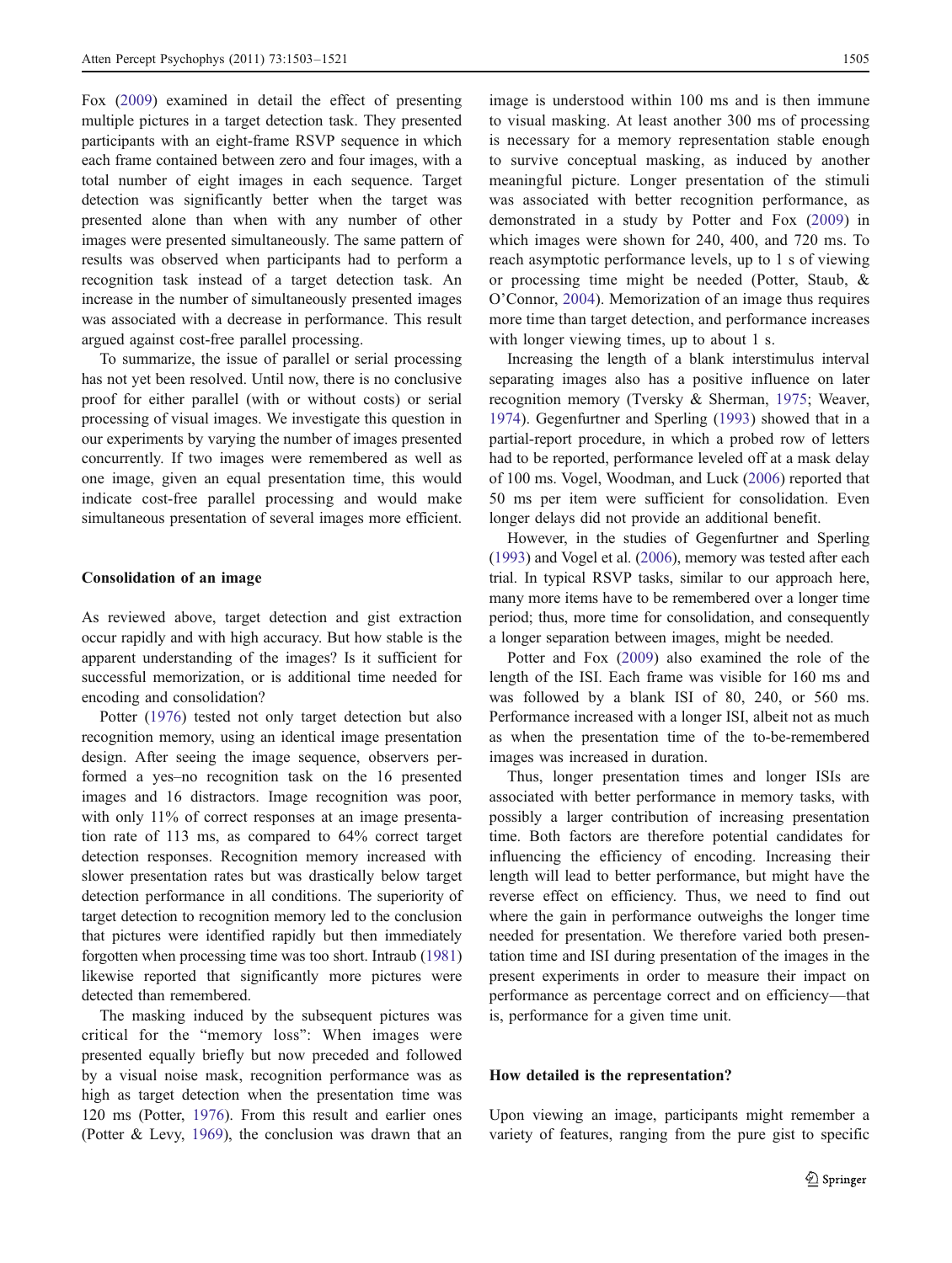Fox (2009) examined in detail the effect of presenting multiple pictures in a target detection task. They presented participants with an eight-frame RSVP sequence in which each frame contained between zero and four images, with a total number of eight images in each sequence. Target detection was significantly better when the target was presented alone than when with any number of other images were presented simultaneously. The same pattern of results was observed when participants had to perform a recognition task instead of a target detection task. An increase in the number of simultaneously presented images was associated with a decrease in performance. This result argued against cost-free parallel processing.

To summarize, the issue of parallel or serial processing has not yet been resolved. Until now, there is no conclusive proof for either parallel (with or without costs) or serial processing of visual images. We investigate this question in our experiments by varying the number of images presented concurrently. If two images were remembered as well as one image, given an equal presentation time, this would indicate cost-free parallel processing and would make simultaneous presentation of several images more efficient.

### Consolidation of an image

As reviewed above, target detection and gist extraction occur rapidly and with high accuracy. But how stable is the apparent understanding of the images? Is it sufficient for successful memorization, or is additional time needed for encoding and consolidation?

Potter (1976) tested not only target detection but also recognition memory, using an identical image presentation design. After seeing the image sequence, observers performed a yes–no recognition task on the 16 presented images and 16 distractors. Image recognition was poor, with only 11% of correct responses at an image presentation rate of 113 ms, as compared to 64% correct target detection responses. Recognition memory increased with slower presentation rates but was drastically below target detection performance in all conditions. The superiority of target detection to recognition memory led to the conclusion that pictures were identified rapidly but then immediately forgotten when processing time was too short. Intraub (1981) likewise reported that significantly more pictures were detected than remembered.

The masking induced by the subsequent pictures was critical for the "memory loss": When images were presented equally briefly but now preceded and followed by a visual noise mask, recognition performance was as high as target detection when the presentation time was 120 ms (Potter, 1976). From this result and earlier ones (Potter & Levy, 1969), the conclusion was drawn that an image is understood within 100 ms and is then immune to visual masking. At least another 300 ms of processing is necessary for a memory representation stable enough to survive conceptual masking, as induced by another meaningful picture. Longer presentation of the stimuli was associated with better recognition performance, as demonstrated in a study by Potter and Fox (2009) in which images were shown for 240, 400, and 720 ms. To reach asymptotic performance levels, up to 1 s of viewing or processing time might be needed (Potter, Staub, & O'Connor, 2004). Memorization of an image thus requires more time than target detection, and performance increases with longer viewing times, up to about 1 s.

Increasing the length of a blank interstimulus interval separating images also has a positive influence on later recognition memory (Tversky & Sherman, 1975; Weaver, 1974). Gegenfurtner and Sperling (1993) showed that in a partial-report procedure, in which a probed row of letters had to be reported, performance leveled off at a mask delay of 100 ms. Vogel, Woodman, and Luck (2006) reported that 50 ms per item were sufficient for consolidation. Even longer delays did not provide an additional benefit.

However, in the studies of Gegenfurtner and Sperling (1993) and Vogel et al. (2006), memory was tested after each trial. In typical RSVP tasks, similar to our approach here, many more items have to be remembered over a longer time period; thus, more time for consolidation, and consequently a longer separation between images, might be needed.

Potter and Fox (2009) also examined the role of the length of the ISI. Each frame was visible for 160 ms and was followed by a blank ISI of 80, 240, or 560 ms. Performance increased with a longer ISI, albeit not as much as when the presentation time of the to-be-remembered images was increased in duration.

Thus, longer presentation times and longer ISIs are associated with better performance in memory tasks, with possibly a larger contribution of increasing presentation time. Both factors are therefore potential candidates for influencing the efficiency of encoding. Increasing their length will lead to better performance, but might have the reverse effect on efficiency. Thus, we need to find out where the gain in performance outweighs the longer time needed for presentation. We therefore varied both presentation time and ISI during presentation of the images in the present experiments in order to measure their impact on performance as percentage correct and on efficiency—that is, performance for a given time unit.

### How detailed is the representation?

Upon viewing an image, participants might remember a variety of features, ranging from the pure gist to specific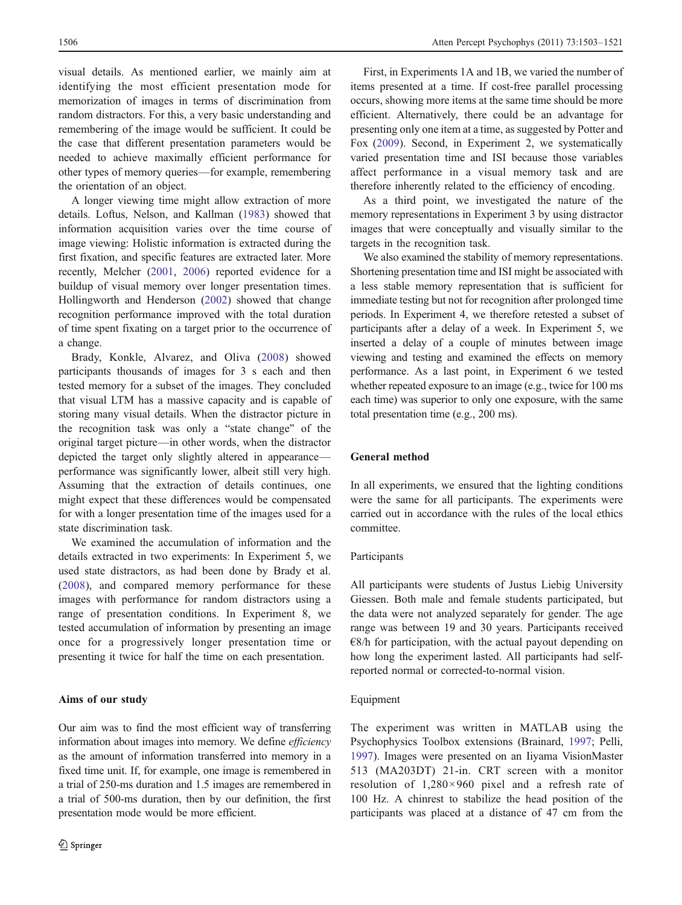visual details. As mentioned earlier, we mainly aim at identifying the most efficient presentation mode for memorization of images in terms of discrimination from random distractors. For this, a very basic understanding and remembering of the image would be sufficient. It could be the case that different presentation parameters would be needed to achieve maximally efficient performance for other types of memory queries—for example, remembering the orientation of an object.

A longer viewing time might allow extraction of more details. Loftus, Nelson, and Kallman (1983) showed that information acquisition varies over the time course of image viewing: Holistic information is extracted during the first fixation, and specific features are extracted later. More recently, Melcher (2001, 2006) reported evidence for a buildup of visual memory over longer presentation times. Hollingworth and Henderson (2002) showed that change recognition performance improved with the total duration of time spent fixating on a target prior to the occurrence of a change.

Brady, Konkle, Alvarez, and Oliva (2008) showed participants thousands of images for 3 s each and then tested memory for a subset of the images. They concluded that visual LTM has a massive capacity and is capable of storing many visual details. When the distractor picture in the recognition task was only a "state change" of the original target picture—in other words, when the distractor depicted the target only slightly altered in appearance—performance was significantly lower, albeit still very high. Assuming that the extraction of details continues, one might expect that these differences would be compensated for with a longer presentation time of the images used for a state discrimination task.

We examined the accumulation of information and the details extracted in two experiments: In Experiment 5, we used state distractors, as had been done by Brady et al. (2008), and compared memory performance for these images with performance for random distractors using a range of presentation conditions. In Experiment 8, we tested accumulation of information by presenting an image once for a progressively longer presentation time or presenting it twice for half the time on each presentation.

## Aims of our study

Our aim was to find the most efficient way of transferring information about images into memory. We define *efficiency* as the amount of information transferred into memory in a fixed time unit. If, for example, one image is remembered in a trial of 250-ms duration and 1.5 images are remembered in a trial of 500-ms duration, then by our definition, the first presentation mode would be more efficient.

First, in Experiments 1A and 1B, we varied the number of items presented at a time. If cost-free parallel processing occurs, showing more items at the same time should be more efficient. Alternatively, there could be an advantage for presenting only one item at a time, as suggested by Potter and Fox (2009). Second, in Experiment 2, we systematically varied presentation time and ISI because those variables affect performance in a visual memory task and are therefore inherently related to the efficiency of encoding.

As a third point, we investigated the nature of the memory representations in Experiment 3 by using distractor images that were conceptually and visually similar to the targets in the recognition task.

We also examined the stability of memory representations. Shortening presentation time and ISI might be associated with a less stable memory representation that is sufficient for immediate testing but not for recognition after prolonged time periods. In Experiment 4, we therefore retested a subset of participants after a delay of a week. In Experiment 5, we inserted a delay of a couple of minutes between image viewing and testing and examined the effects on memory performance. As a last point, in Experiment 6 we tested whether repeated exposure to an image (e.g., twice for 100 ms each time) was superior to only one exposure, with the same total presentation time (e.g., 200 ms).

## General method

In all experiments, we ensured that the lighting conditions were the same for all participants. The experiments were carried out in accordance with the rules of the local ethics committee.

### Participants

All participants were students of Justus Liebig University Giessen. Both male and female students participated, but the data were not analyzed separately for gender. The age range was between 19 and 30 years. Participants received €8/h for participation, with the actual payout depending on how long the experiment lasted. All participants had self-reported normal or corrected-to-normal vision.

### Equipment

The experiment was written in MATLAB using the Psychophysics Toolbox extensions (Brainard, 1997; Pelli, 1997). Images were presented on an Iiyama VisionMaster 513 (MA203DT) 21-in. CRT screen with a monitor resolution of 1,280×960 pixel and a refresh rate of 100 Hz. A chinrest to stabilize the head position of the participants was placed at a distance of 47 cm from the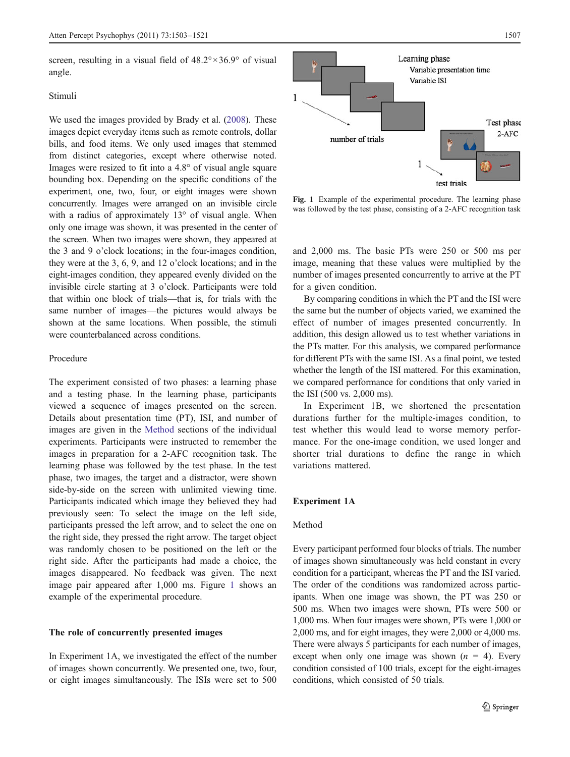screen, resulting in a visual field of 48.2°×36.9° of visual angle.

### Stimuli

We used the images provided by Brady et al. (2008). These images depict everyday items such as remote controls, dollar bills, and food items. We only used images that stemmed from distinct categories, except where otherwise noted. Images were resized to fit into a 4.8° of visual angle square bounding box. Depending on the specific conditions of the experiment, one, two, four, or eight images were shown concurrently. Images were arranged on an invisible circle with a radius of approximately 13° of visual angle. When only one image was shown, it was presented in the center of the screen. When two images were shown, they appeared at the 3 and 9 o'clock locations; in the four-images condition, they were at the 3, 6, 9, and 12 o'clock locations; and in the eight-images condition, they appeared evenly divided on the invisible circle starting at 3 o'clock. Participants were told that within one block of trials—that is, for trials with the same number of images—the pictures would always be shown at the same locations. When possible, the stimuli were counterbalanced across conditions.

### Procedure

The experiment consisted of two phases: a learning phase and a testing phase. In the learning phase, participants viewed a sequence of images presented on the screen. Details about presentation time (PT), ISI, and number of images are given in the Method sections of the individual experiments. Participants were instructed to remember the images in preparation for a 2-AFC recognition task. The learning phase was followed by the test phase. In the test phase, two images, the target and a distractor, were shown side-by-side on the screen with unlimited viewing time. Participants indicated which image they believed they had previously seen: To select the image on the left side, participants pressed the left arrow, and to select the one on the right side, they pressed the right arrow. The target object was randomly chosen to be positioned on the left or the right side. After the participants had made a choice, the images disappeared. No feedback was given. The next image pair appeared after 1,000 ms. Figure 1 shows an example of the experimental procedure.

**Fig. 1** Example of the experimental procedure. The learning phase was followed by the test phase, consisting of a 2-AFC recognition task

## The role of concurrently presented images

In Experiment 1A, we investigated the effect of the number of images shown concurrently. We presented one, two, four, or eight images simultaneously. The ISIs were set to 500 and 2,000 ms. The basic PTs were 250 or 500 ms per image, meaning that these values were multiplied by the number of images presented concurrently to arrive at the PT for a given condition.

By comparing conditions in which the PT and the ISI were the same but the number of objects varied, we examined the effect of number of images presented concurrently. In addition, this design allowed us to test whether variations in the PTs matter. For this analysis, we compared performance for different PTs with the same ISI. As a final point, we tested whether the length of the ISI mattered. For this examination, we compared performance for conditions that only varied in the ISI (500 vs. 2,000 ms).

In Experiment 1B, we shortened the presentation durations further for the multiple-images condition, to test whether this would lead to worse memory performance. For the one-image condition, we used longer and shorter trial durations to define the range in which variations mattered.

## Experiment 1A

### Method

Every participant performed four blocks of trials. The number of images shown simultaneously was held constant in every condition for a participant, whereas the PT and the ISI varied. The order of the conditions was randomized across participants. When one image was shown, the PT was 250 or 500 ms. When two images were shown, PTs were 500 or 1,000 ms. When four images were shown, PTs were 1,000 or 2,000 ms, and for eight images, they were 2,000 or 4,000 ms. There were always 5 participants for each number of images, except when only one image was shown ($n$ = 4). Every condition consisted of 100 trials, except for the eight-images conditions, which consisted of 50 trials.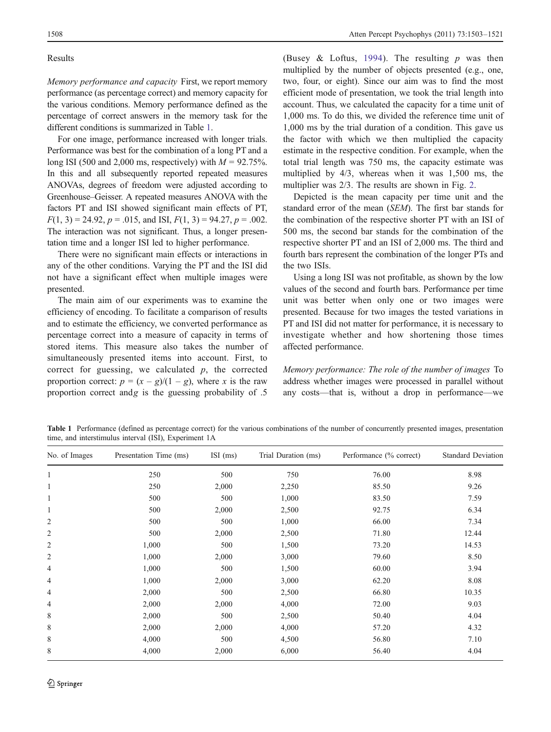### Results

*Memory performance and capacity* First, we report memory performance (as percentage correct) and memory capacity for the various conditions. Memory performance defined as the percentage of correct answers in the memory task for the different conditions is summarized in Table 1.

For one image, performance increased with longer trials. Performance was best for the combination of a long PT and a long ISI (500 and 2,000 ms, respectively) with $M = 92.75\%$. In this and all subsequently reported repeated measures ANOVAs, degrees of freedom were adjusted according to Greenhouse–Geisser. A repeated measures ANOVA with the factors PT and ISI showed significant main effects of PT, $F(1, 3) = 24.92$, $p = .015$, and ISI, $F(1, 3) = 94.27$, $p = .002$. The interaction was not significant. Thus, a longer presentation time and a longer ISI led to higher performance.

There were no significant main effects or interactions in any of the other conditions. Varying the PT and the ISI did not have a significant effect when multiple images were presented.

The main aim of our experiments was to examine the efficiency of encoding. To facilitate a comparison of results and to estimate the efficiency, we converted performance as percentage correct into a measure of capacity in terms of stored items. This measure also takes the number of simultaneously presented items into account. First, to correct for guessing, we calculated $p$, the corrected proportion correct: $p = (x - g)/(1 - g)$, where $x$ is the raw proportion correct and $g$ is the guessing probability of .5 (Busey & Loftus, 1994). The resulting $p$ was then multiplied by the number of objects presented (e.g., one, two, four, or eight). Since our aim was to find the most efficient mode of presentation, we took the trial length into account. Thus, we calculated the capacity for a time unit of 1,000 ms. To do this, we divided the reference time unit of 1,000 ms by the trial duration of a condition. This gave us the factor with which we then multiplied the capacity estimate in the respective condition. For example, when the total trial length was 750 ms, the capacity estimate was multiplied by 4/3, whereas when it was 1,500 ms, the multiplier was 2/3. The results are shown in Fig. 2.

Depicted is the mean capacity per time unit and the standard error of the mean (*SEM*). The first bar stands for the combination of the respective shorter PT with an ISI of 500 ms, the second bar stands for the combination of the respective shorter PT and an ISI of 2,000 ms. The third and fourth bars represent the combination of the longer PTs and the two ISIs.

Using a long ISI was not profitable, as shown by the low values of the second and fourth bars. Performance per time unit was better when only one or two images were presented. Because for two images the tested variations in PT and ISI did not matter for performance, it is necessary to investigate whether and how shortening those times affected performance.

*Memory performance: The role of the number of images* To address whether images were processed in parallel without any costs—that is, without a drop in performance—we

**Table 1** Performance (defined as percentage correct) for the various combinations of the number of concurrently presented images, presentation time, and interstimulus interval (ISI), Experiment 1A

| No. of Images | Presentation Time (ms) | ISI (ms) | Trial Duration (ms) | Performance (% correct) | Standard Deviation |
|---|---|---|---|---|---|
| 1 | 250 | 500 | 750 | 76.00 | 8.98 |
| 1 | 250 | 2,000 | 2,250 | 85.50 | 9.26 |
| 1 | 500 | 500 | 1,000 | 83.50 | 7.59 |
| 1 | 500 | 2,000 | 2,500 | 92.75 | 6.34 |
| 2 | 500 | 500 | 1,000 | 66.00 | 7.34 |
| 2 | 500 | 2,000 | 2,500 | 71.80 | 12.44 |
| 2 | 1,000 | 500 | 1,500 | 73.20 | 14.53 |
| 2 | 1,000 | 2,000 | 3,000 | 79.60 | 8.50 |
| 4 | 1,000 | 500 | 1,500 | 60.00 | 3.94 |
| 4 | 1,000 | 2,000 | 3,000 | 62.20 | 8.08 |
| 4 | 2,000 | 500 | 2,500 | 66.80 | 10.35 |
| 4 | 2,000 | 2,000 | 4,000 | 72.00 | 9.03 |
| 8 | 2,000 | 500 | 2,500 | 50.40 | 4.04 |
| 8 | 2,000 | 2,000 | 4,000 | 57.20 | 4.32 |
| 8 | 4,000 | 500 | 4,500 | 56.80 | 7.10 |
| 8 | 4,000 | 2,000 | 6,000 | 56.40 | 4.04 |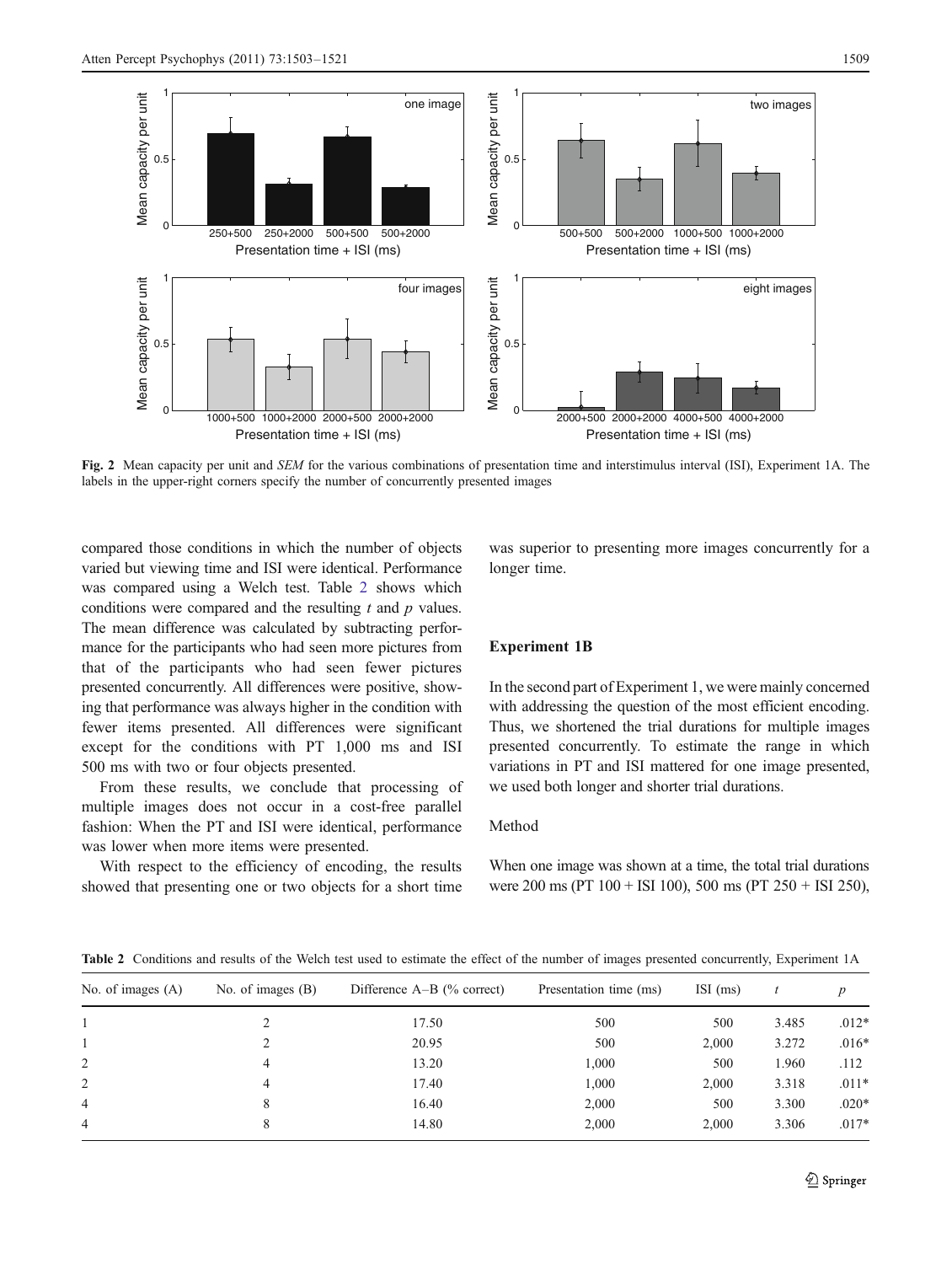Fig. 2 Mean capacity per unit and *SEM* for the various combinations of presentation time and interstimulus interval (ISI), Experiment 1A. The labels in the upper-right corners specify the number of concurrently presented images

compared those conditions in which the number of objects varied but viewing time and ISI were identical. Performance was compared using a Welch test. Table 2 shows which conditions were compared and the resulting $t$ and $p$ values. The mean difference was calculated by subtracting performance for the participants who had seen more pictures from that of the participants who had seen fewer pictures presented concurrently. All differences were positive, showing that performance was always higher in the condition with fewer items presented. All differences were significant except for the conditions with PT 1,000 ms and ISI 500 ms with two or four objects presented.

From these results, we conclude that processing of multiple images does not occur in a cost-free parallel fashion: When the PT and ISI were identical, performance was lower when more items were presented.

With respect to the efficiency of encoding, the results showed that presenting one or two objects for a short time was superior to presenting more images concurrently for a longer time.

## Experiment 1B

In the second part of Experiment 1, we were mainly concerned with addressing the question of the most efficient encoding. Thus, we shortened the trial durations for multiple images presented concurrently. To estimate the range in which variations in PT and ISI mattered for one image presented, we used both longer and shorter trial durations.

### Method

When one image was shown at a time, the total trial durations were 200 ms (PT 100 + ISI 100), 500 ms (PT 250 + ISI 250),

**Table 2** Conditions and results of the Welch test used to estimate the effect of the number of images presented concurrently, Experiment 1A

| No. of images (A) | No. of images (B) | Difference A–B (% correct) | Presentation time (ms) | ISI (ms) | $t$ | $p$ |
|---|---|---|---|---|---|---|
| 1 | 2 | 17.50 | 500 | 500 | 3.485 | .012* |
| 1 | 2 | 20.95 | 500 | 2,000 | 3.272 | .016* |
| 2 | 4 | 13.20 | 1,000 | 500 | 1.960 | .112 |
| 2 | 4 | 17.40 | 1,000 | 2,000 | 3.318 | .011* |
| 4 | 8 | 16.40 | 2,000 | 500 | 3.300 | .020* |
| 4 | 8 | 14.80 | 2,000 | 2,000 | 3.306 | .017* |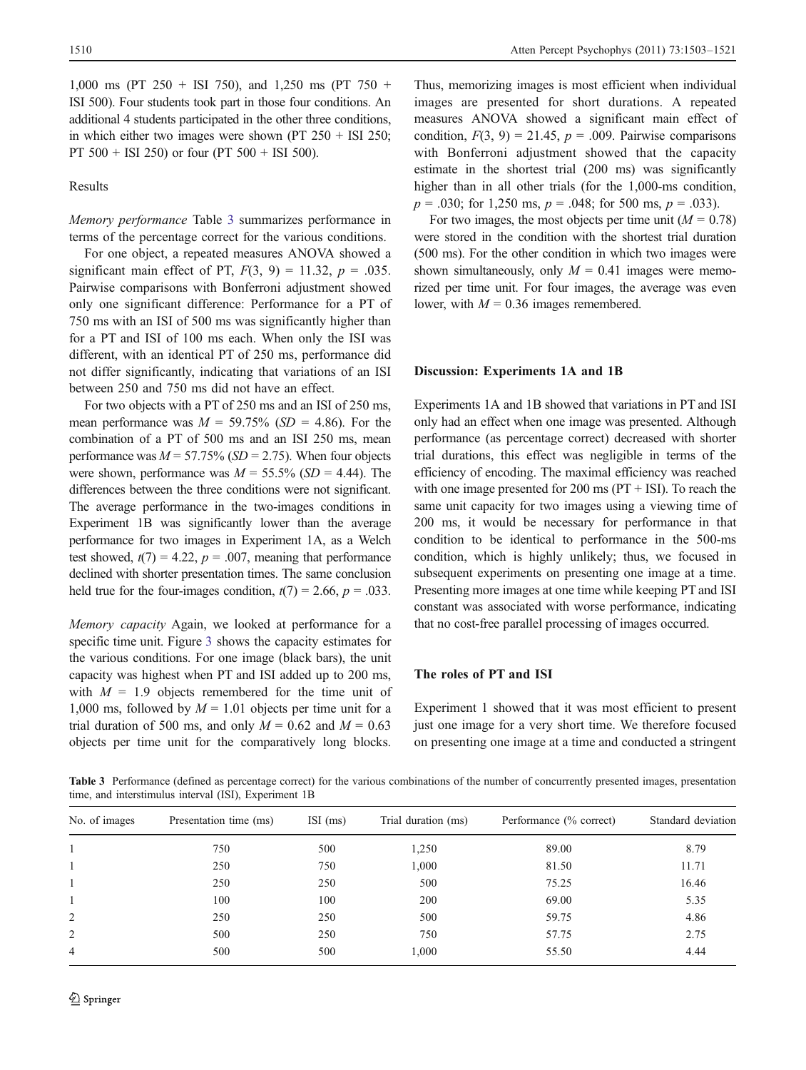1,000 ms (PT 250 + ISI 750), and 1,250 ms (PT 750 + ISI 500). Four students took part in those four conditions. An additional 4 students participated in the other three conditions, in which either two images were shown (PT 250 + ISI 250; PT 500 + ISI 250) or four (PT 500 + ISI 500).

### Results

*Memory performance* Table 3 summarizes performance in terms of the percentage correct for the various conditions.

For one object, a repeated measures ANOVA showed a significant main effect of PT, $F(3, 9) = 11.32$, $p = .035$. Pairwise comparisons with Bonferroni adjustment showed only one significant difference: Performance for a PT of 750 ms with an ISI of 500 ms was significantly higher than for a PT and ISI of 100 ms each. When only the ISI was different, with an identical PT of 250 ms, performance did not differ significantly, indicating that variations of an ISI between 250 and 750 ms did not have an effect.

For two objects with a PT of 250 ms and an ISI of 250 ms, mean performance was $M = 59.75\%$ ($SD = 4.86$). For the combination of a PT of 500 ms and an ISI 250 ms, mean performance was $M = 57.75\%$ ($SD = 2.75$). When four objects were shown, performance was $M = 55.5\%$ ($SD = 4.44$). The differences between the three conditions were not significant. The average performance in the two-images conditions in Experiment 1B was significantly lower than the average performance for two images in Experiment 1A, as a Welch test showed, $t(7) = 4.22$, $p = .007$, meaning that performance declined with shorter presentation times. The same conclusion held true for the four-images condition, $t(7) = 2.66$, $p = .033$.

*Memory capacity* Again, we looked at performance for a specific time unit. Figure 3 shows the capacity estimates for the various conditions. For one image (black bars), the unit capacity was highest when PT and ISI added up to 200 ms, with $M = 1.9$ objects remembered for the time unit of 1,000 ms, followed by $M = 1.01$ objects per time unit for a trial duration of 500 ms, and only $M = 0.62$ and $M = 0.63$ objects per time unit for the comparatively long blocks. Thus, memorizing images is most efficient when individual images are presented for short durations. A repeated measures ANOVA showed a significant main effect of condition, $F(3, 9) = 21.45$, $p = .009$. Pairwise comparisons with Bonferroni adjustment showed that the capacity estimate in the shortest trial (200 ms) was significantly higher than in all other trials (for the 1,000-ms condition, $p = .030$; for 1,250 ms, $p = .048$; for 500 ms, $p = .033$).

For two images, the most objects per time unit ($M = 0.78$) were stored in the condition with the shortest trial duration (500 ms). For the other condition in which two images were shown simultaneously, only $M = 0.41$ images were memorized per time unit. For four images, the average was even lower, with $M = 0.36$ images remembered.

## Discussion: Experiments 1A and 1B

Experiments 1A and 1B showed that variations in PT and ISI only had an effect when one image was presented. Although performance (as percentage correct) decreased with shorter trial durations, this effect was negligible in terms of the efficiency of encoding. The maximal efficiency was reached with one image presented for 200 ms (PT + ISI). To reach the same unit capacity for two images using a viewing time of 200 ms, it would be necessary for performance in that condition to be identical to performance in the 500-ms condition, which is highly unlikely; thus, we focused in subsequent experiments on presenting one image at a time. Presenting more images at one time while keeping PT and ISI constant was associated with worse performance, indicating that no cost-free parallel processing of images occurred.

## The roles of PT and ISI

Experiment 1 showed that it was most efficient to present just one image for a very short time. We therefore focused on presenting one image at a time and conducted a stringent

**Table 3** Performance (defined as percentage correct) for the various combinations of the number of concurrently presented images, presentation time, and interstimulus interval (ISI), Experiment 1B

| No. of images | Presentation time (ms) | ISI (ms) | Trial duration (ms) | Performance (% correct) | Standard deviation |
|---|---|---|---|---|---|
| 1 | 750 | 500 | 1,250 | 89.00 | 8.79 |
| 1 | 250 | 750 | 1,000 | 81.50 | 11.71 |
| 1 | 250 | 250 | 500 | 75.25 | 16.46 |
| 1 | 100 | 100 | 200 | 69.00 | 5.35 |
| 2 | 250 | 250 | 500 | 59.75 | 4.86 |
| 2 | 500 | 250 | 750 | 57.75 | 2.75 |
| 4 | 500 | 500 | 1,000 | 55.50 | 4.44 |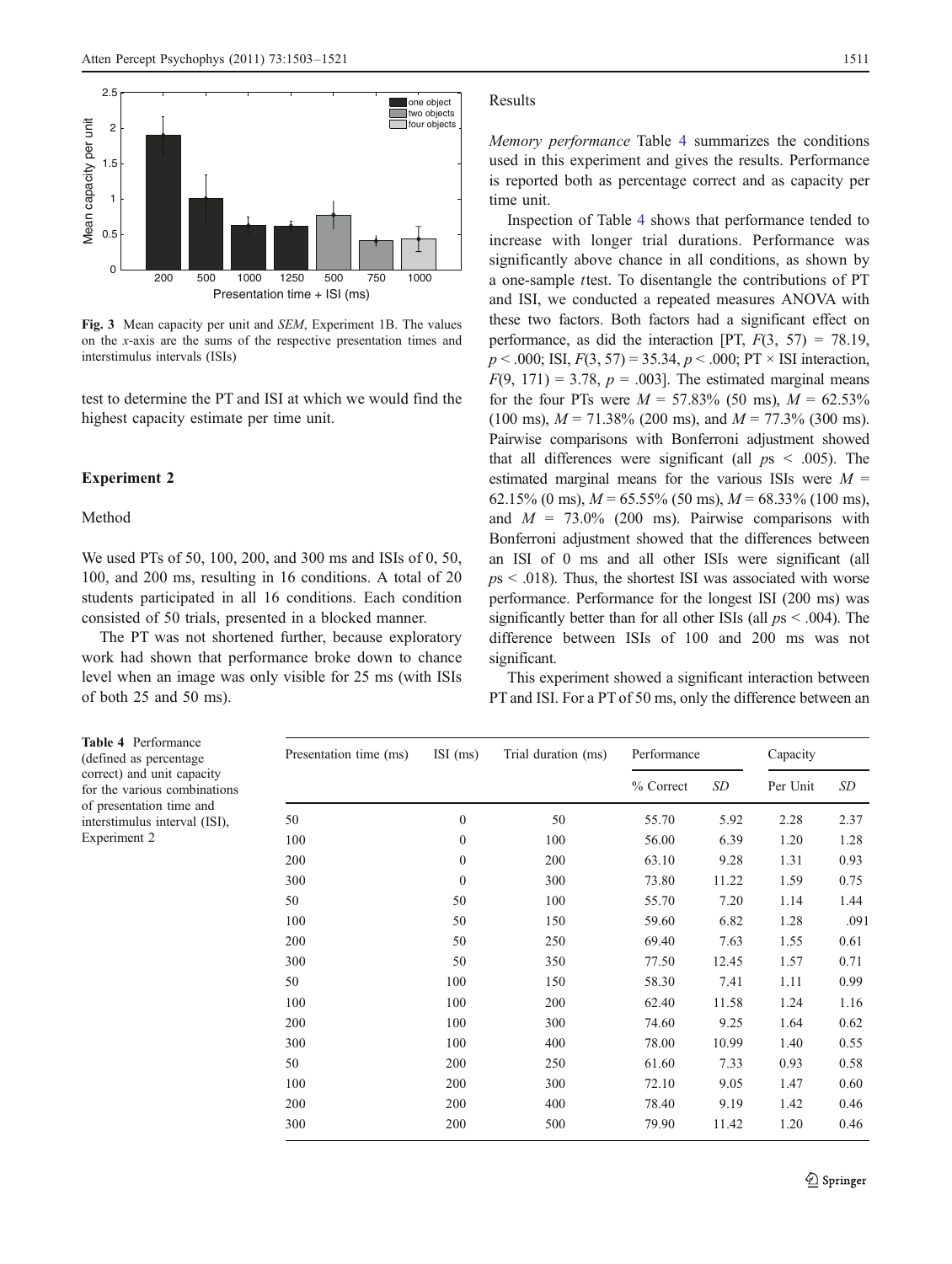Fig. 3 Mean capacity per unit and *SEM*, Experiment 1B. The values on the *x*-axis are the sums of the respective presentation times and interstimulus intervals (ISIs)

test to determine the PT and ISI at which we would find the highest capacity estimate per time unit.

## Experiment 2

### Method

We used PTs of 50, 100, 200, and 300 ms and ISIs of 0, 50, 100, and 200 ms, resulting in 16 conditions. A total of 20 students participated in all 16 conditions. Each condition consisted of 50 trials, presented in a blocked manner.

The PT was not shortened further, because exploratory work had shown that performance broke down to chance level when an image was only visible for 25 ms (with ISIs of both 25 and 50 ms).

### Results

*Memory performance* Table 4 summarizes the conditions used in this experiment and gives the results. Performance is reported both as percentage correct and as capacity per time unit.

Inspection of Table 4 shows that performance tended to increase with longer trial durations. Performance was significantly above chance in all conditions, as shown by a one-sample *t* test. To disentangle the contributions of PT and ISI, we conducted a repeated measures ANOVA with these two factors. Both factors had a significant effect on performance, as did the interaction [PT, $F(3, 57) = 78.19$, $p < .000$; ISI, $F(3, 57) = 35.34$, $p < .000$; PT × ISI interaction, $F(9, 171) = 3.78$, $p = .003$]. The estimated marginal means for the four PTs were $M = 57.83\%$ (50 ms), $M = 62.53\%$ (100 ms), $M = 71.38\%$ (200 ms), and $M = 77.3\%$ (300 ms). Pairwise comparisons with Bonferroni adjustment showed that all differences were significant (all $ps < .005$). The estimated marginal means for the various ISIs were $M = 62.15\%$ (0 ms), $M = 65.55\%$ (50 ms), $M = 68.33\%$ (100 ms), and $M = 73.0\%$ (200 ms). Pairwise comparisons with Bonferroni adjustment showed that the differences between an ISI of 0 ms and all other ISIs were significant (all $ps < .018$). Thus, the shortest ISI was associated with worse performance. Performance for the longest ISI (200 ms) was significantly better than for all other ISIs (all $ps < .004$). The difference between ISIs of 100 and 200 ms was not significant.

This experiment showed a significant interaction between PT and ISI. For a PT of 50 ms, only the difference between an

Table 4 Performance (defined as percentage correct) and unit capacity for the various combinations of presentation time and interstimulus interval (ISI), Experiment 2

| Presentation time (ms) | ISI (ms) | Trial duration (ms) | Performance | | Capacity | |
|---|---|---|---|---|---|---|
| | | | % Correct | *SD* | Per Unit | *SD* |
| 50 | 0 | 50 | 55.70 | 5.92 | 2.28 | 2.37 |
| 100 | 0 | 100 | 56.00 | 6.39 | 1.20 | 1.28 |
| 200 | 0 | 200 | 63.10 | 9.28 | 1.31 | 0.93 |
| 300 | 0 | 300 | 73.80 | 11.22 | 1.59 | 0.75 |
| 50 | 50 | 100 | 55.70 | 7.20 | 1.14 | 1.44 |
| 100 | 50 | 150 | 59.60 | 6.82 | 1.28 | .091 |
| 200 | 50 | 250 | 69.40 | 7.63 | 1.55 | 0.61 |
| 300 | 50 | 350 | 77.50 | 12.45 | 1.57 | 0.71 |
| 50 | 100 | 150 | 58.30 | 7.41 | 1.11 | 0.99 |
| 100 | 100 | 200 | 62.40 | 11.58 | 1.24 | 1.16 |
| 200 | 100 | 300 | 74.60 | 9.25 | 1.64 | 0.62 |
| 300 | 100 | 400 | 78.00 | 10.99 | 1.40 | 0.55 |
| 50 | 200 | 250 | 61.60 | 7.33 | 0.93 | 0.58 |
| 100 | 200 | 300 | 72.10 | 9.05 | 1.47 | 0.60 |
| 200 | 200 | 400 | 78.40 | 9.19 | 1.42 | 0.46 |
| 300 | 200 | 500 | 79.90 | 11.42 | 1.20 | 0.46 |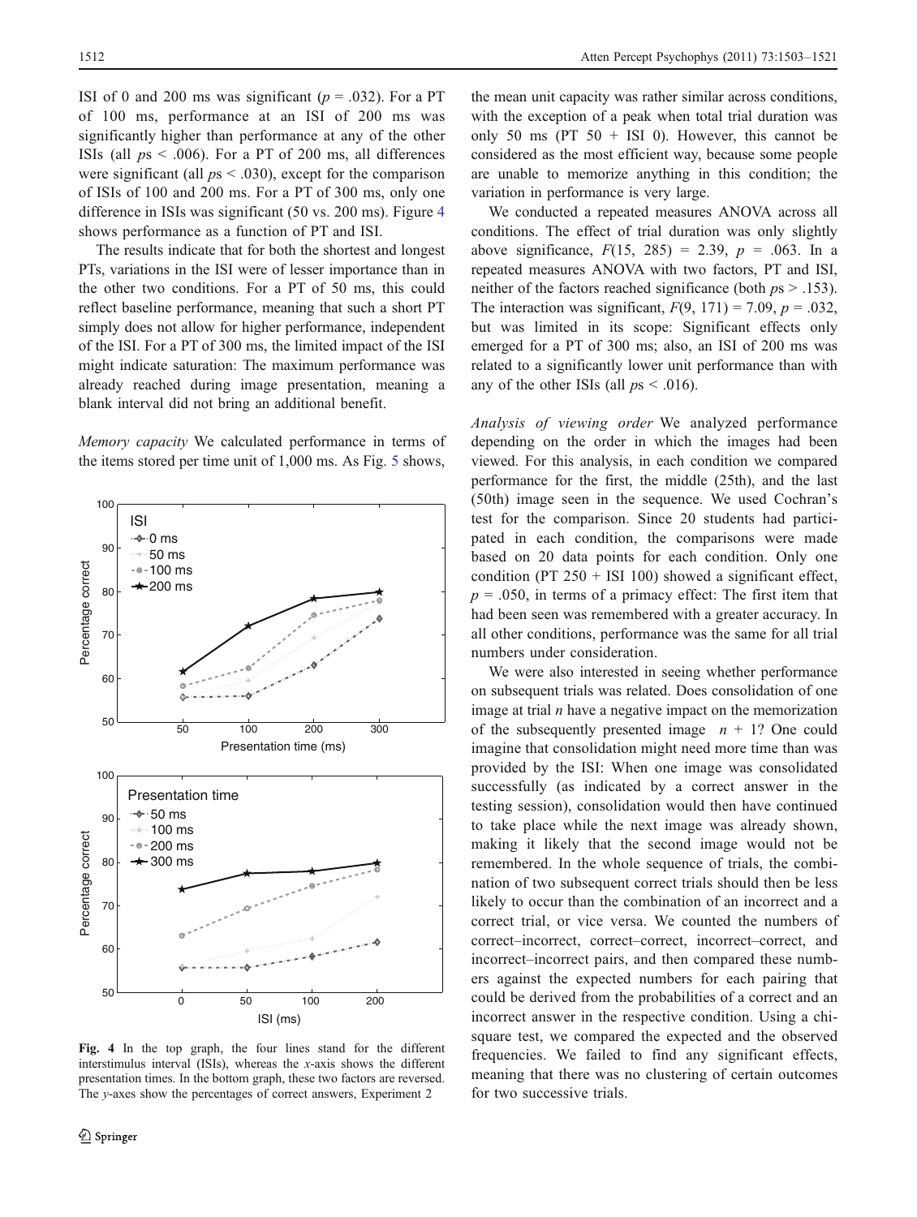ISI of 0 and 200 ms was significant ($p$ = .032). For a PT of 100 ms, performance at an ISI of 200 ms was significantly higher than performance at any of the other ISIs (all $p$s < .006). For a PT of 200 ms, all differences were significant (all $p$s < .030), except for the comparison of ISIs of 100 and 200 ms. For a PT of 300 ms, only one difference in ISIs was significant (50 vs. 200 ms). Figure 4 shows performance as a function of PT and ISI.

The results indicate that for both the shortest and longest PTs, variations in the ISI were of lesser importance than in the other two conditions. For a PT of 50 ms, this could reflect baseline performance, meaning that such a short PT simply does not allow for higher performance, independent of the ISI. For a PT of 300 ms, the limited impact of the ISI might indicate saturation: The maximum performance was already reached during image presentation, meaning a blank interval did not bring an additional benefit.

*Memory capacity* We calculated performance in terms of the items stored per time unit of 1,000 ms. As Fig. 5 shows, the mean unit capacity was rather similar across conditions, with the exception of a peak when total trial duration was only 50 ms (PT 50 + ISI 0). However, this cannot be considered as the most efficient way, because some people are unable to memorize anything in this condition; the variation in performance is very large.

Fig. 4 In the top graph, the four lines stand for the different interstimulus interval (ISIs), whereas the *x*-axis shows the different presentation times. In the bottom graph, these two factors are reversed. The *y*-axes show the percentages of correct answers, Experiment 2

We conducted a repeated measures ANOVA across all conditions. The effect of trial duration was only slightly above significance, $F(15, 285) = 2.39$, $p = .063$. In a repeated measures ANOVA with two factors, PT and ISI, neither of the factors reached significance (both $p$s > .153). The interaction was significant, $F(9, 171) = 7.09$, $p = .032$, but was limited in its scope: Significant effects only emerged for a PT of 300 ms; also, an ISI of 200 ms was related to a significantly lower unit performance than with any of the other ISIs (all $p$s < .016).

*Analysis of viewing order* We analyzed performance depending on the order in which the images had been viewed. For this analysis, in each condition we compared performance for the first, the middle (25th), and the last (50th) image seen in the sequence. We used Cochran's test for the comparison. Since 20 students had participated in each condition, the comparisons were made based on 20 data points for each condition. Only one condition (PT 250 + ISI 100) showed a significant effect, $p = .050$, in terms of a primacy effect: The first item that had been seen was remembered with a greater accuracy. In all other conditions, performance was the same for all trial numbers under consideration.

We were also interested in seeing whether performance on subsequent trials was related. Does consolidation of one image at trial $n$ have a negative impact on the memorization of the subsequently presented image $n + 1$? One could imagine that consolidation might need more time than was provided by the ISI: When one image was consolidated successfully (as indicated by a correct answer in the testing session), consolidation would then have continued to take place while the next image was already shown, making it likely that the second image would not be remembered. In the whole sequence of trials, the combination of two subsequent correct trials should then be less likely to occur than the combination of an incorrect and a correct trial, or vice versa. We counted the numbers of correct–incorrect, correct–correct, incorrect–correct, and incorrect–incorrect pairs, and then compared these numbers against the expected numbers for each pairing that could be derived from the probabilities of a correct and an incorrect answer in the respective condition. Using a chi-square test, we compared the expected and the observed frequencies. We failed to find any significant effects, meaning that there was no clustering of certain outcomes for two successive trials.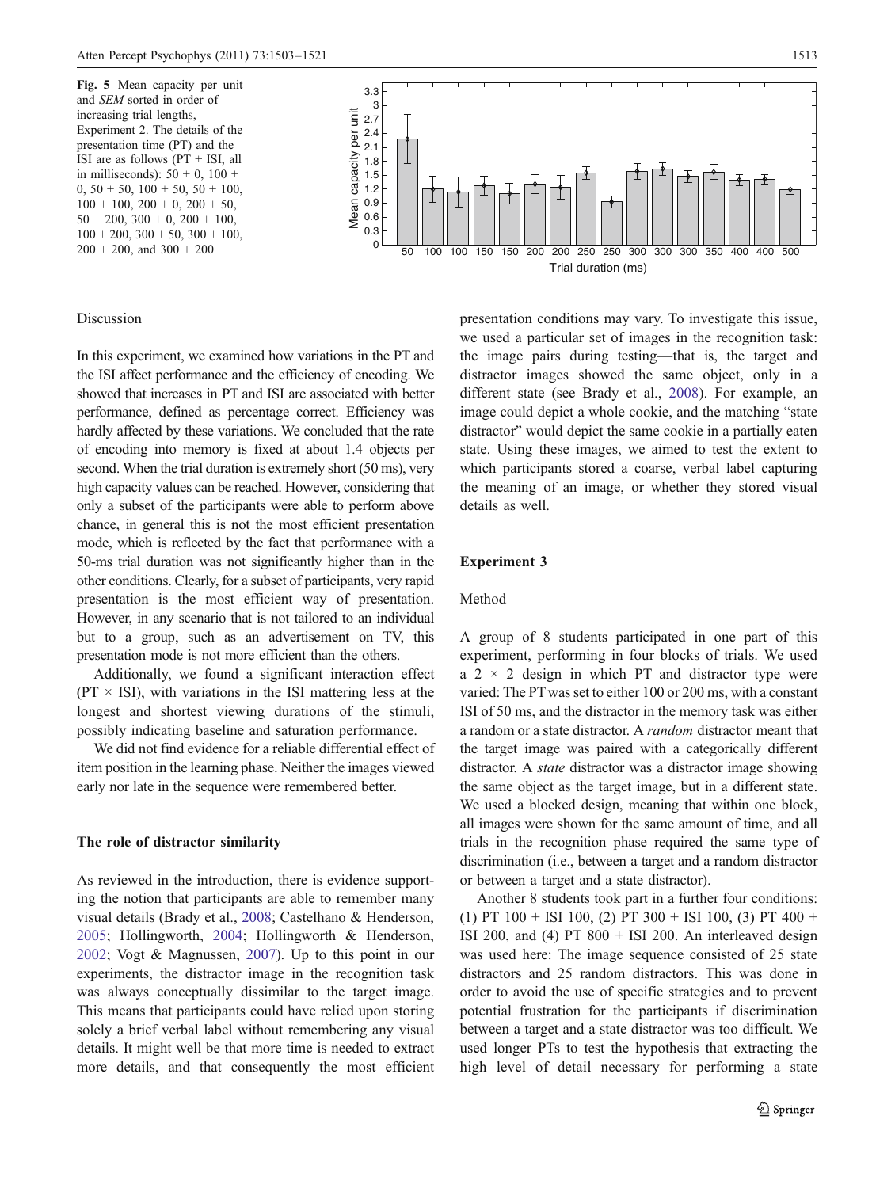**Fig. 5** Mean capacity per unit and *SEM* sorted in order of increasing trial lengths, Experiment 2. The details of the presentation time (PT) and the ISI are as follows (PT + ISI, all in milliseconds): 50 + 0, 100 + 0, 50 + 50, 100 + 50, 50 + 100, 100 + 100, 200 + 0, 200 + 50, 50 + 200, 300 + 0, 200 + 100, 100 + 200, 300 + 50, 300 + 100, 200 + 200, and 300 + 200

Mean capacity per unit
3.3
3
2.7
2.4
2.1
1.8
1.5
1.2
0.9
0.6
0.3
0
50 100 100 150 150 200 200 250 250 300 300 300 350 400 400 500
Trial duration (ms)

Discussion

In this experiment, we examined how variations in the PT and the ISI affect performance and the efficiency of encoding. We showed that increases in PT and ISI are associated with better performance, defined as percentage correct. Efficiency was hardly affected by these variations. We concluded that the rate of encoding into memory is fixed at about 1.4 objects per second. When the trial duration is extremely short (50 ms), very high capacity values can be reached. However, considering that only a subset of the participants were able to perform above chance, in general this is not the most efficient presentation mode, which is reflected by the fact that performance with a 50-ms trial duration was not significantly higher than in the other conditions. Clearly, for a subset of participants, very rapid presentation is the most efficient way of presentation. However, in any scenario that is not tailored to an individual but to a group, such as an advertisement on TV, this presentation mode is not more efficient than the others.

Additionally, we found a significant interaction effect (PT × ISI), with variations in the ISI mattering less at the longest and shortest viewing durations of the stimuli, possibly indicating baseline and saturation performance.

We did not find evidence for a reliable differential effect of item position in the learning phase. Neither the images viewed early nor late in the sequence were remembered better.

## The role of distractor similarity

As reviewed in the introduction, there is evidence supporting the notion that participants are able to remember many visual details (Brady et al., 2008; Castelhano & Henderson, 2005; Hollingworth, 2004; Hollingworth & Henderson, 2002; Vogt & Magnussen, 2007). Up to this point in our experiments, the distractor image in the recognition task was always conceptually dissimilar to the target image. This means that participants could have relied upon storing solely a brief verbal label without remembering any visual details. It might well be that more time is needed to extract more details, and that consequently the most efficient presentation conditions may vary. To investigate this issue, we used a particular set of images in the recognition task: the image pairs during testing—that is, the target and distractor images showed the same object, only in a different state (see Brady et al., 2008). For example, an image could depict a whole cookie, and the matching "state distractor" would depict the same cookie in a partially eaten state. Using these images, we aimed to test the extent to which participants stored a coarse, verbal label capturing the meaning of an image, or whether they stored visual details as well.

## Experiment 3

### Method

A group of 8 students participated in one part of this experiment, performing in four blocks of trials. We used a 2 × 2 design in which PT and distractor type were varied: The PT was set to either 100 or 200 ms, with a constant ISI of 50 ms, and the distractor in the memory task was either a random or a state distractor. A *random* distractor meant that the target image was paired with a categorically different distractor. A *state* distractor was a distractor image showing the same object as the target image, but in a different state. We used a blocked design, meaning that within one block, all images were shown for the same amount of time, and all trials in the recognition phase required the same type of discrimination (i.e., between a target and a random distractor or between a target and a state distractor).

Another 8 students took part in a further four conditions: (1) PT 100 + ISI 100, (2) PT 300 + ISI 100, (3) PT 400 + ISI 200, and (4) PT 800 + ISI 200. An interleaved design was used here: The image sequence consisted of 25 state distractors and 25 random distractors. This was done in order to avoid the use of specific strategies and to prevent potential frustration for the participants if discrimination between a target and a state distractor was too difficult. We used longer PTs to test the hypothesis that extracting the high level of detail necessary for performing a state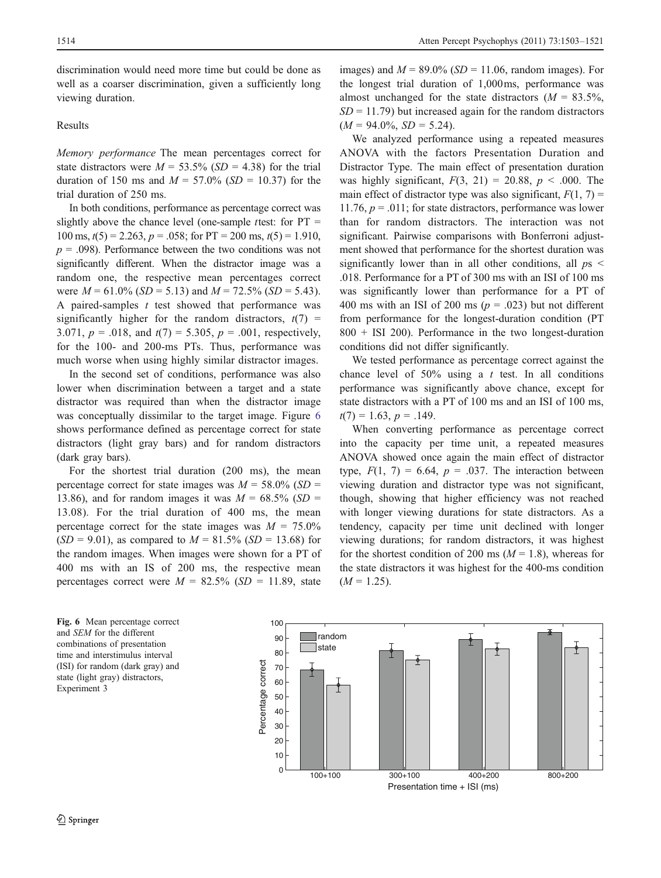discrimination would need more time but could be done as well as a coarser discrimination, given a sufficiently long viewing duration.

Results

*Memory performance* The mean percentages correct for state distractors were $M$ = 53.5% ($SD$ = 4.38) for the trial duration of 150 ms and $M$ = 57.0% ($SD$ = 10.37) for the trial duration of 250 ms.

In both conditions, performance as percentage correct was slightly above the chance level (one-sample $t$test: for PT = 100 ms, $t(5) = 2.263$, $p = .058$; for PT = 200 ms, $t(5) = 1.910$, $p = .098$). Performance between the two conditions was not significantly different. When the distractor image was a random one, the respective mean percentages correct were $M$ = 61.0% ($SD$ = 5.13) and $M$ = 72.5% ($SD$ = 5.43). A paired-samples $t$ test showed that performance was significantly higher for the random distractors, $t(7) = 3.071$, $p = .018$, and $t(7) = 5.305$, $p = .001$, respectively, for the 100- and 200-ms PTs. Thus, performance was much worse when using highly similar distractor images.

In the second set of conditions, performance was also lower when discrimination between a target and a state distractor was required than when the distractor image was conceptually dissimilar to the target image. Figure 6 shows performance defined as percentage correct for state distractors (light gray bars) and for random distractors (dark gray bars).

For the shortest trial duration (200 ms), the mean percentage correct for state images was $M$ = 58.0% ($SD$ = 13.86), and for random images it was $M$ = 68.5% ($SD$ = 13.08). For the trial duration of 400 ms, the mean percentage correct for the state images was $M$ = 75.0% ($SD$ = 9.01), as compared to $M$ = 81.5% ($SD$ = 13.68) for the random images. When images were shown for a PT of 400 ms with an IS of 200 ms, the respective mean percentages correct were $M$ = 82.5% ($SD$ = 11.89, state images) and $M$ = 89.0% ($SD$ = 11.06, random images). For the longest trial duration of 1,000ms, performance was almost unchanged for the state distractors ($M$ = 83.5%, $SD$ = 11.79) but increased again for the random distractors ($M$ = 94.0%, $SD$ = 5.24).

We analyzed performance using a repeated measures ANOVA with the factors Presentation Duration and Distractor Type. The main effect of presentation duration was highly significant, $F(3, 21) = 20.88$, $p < .000$. The main effect of distractor type was also significant, $F(1, 7) = 11.76$, $p = .011$; for state distractors, performance was lower than for random distractors. The interaction was not significant. Pairwise comparisons with Bonferroni adjustment showed that performance for the shortest duration was significantly lower than in all other conditions, all $ps < .018$. Performance for a PT of 300 ms with an ISI of 100 ms was significantly lower than performance for a PT of 400 ms with an ISI of 200 ms ($p = .023$) but not different from performance for the longest-duration condition (PT 800 + ISI 200). Performance in the two longest-duration conditions did not differ significantly.

We tested performance as percentage correct against the chance level of 50% using a $t$ test. In all conditions performance was significantly above chance, except for state distractors with a PT of 100 ms and an ISI of 100 ms, $t(7) = 1.63$, $p = .149$.

When converting performance as percentage correct into the capacity per time unit, a repeated measures ANOVA showed once again the main effect of distractor type, $F(1, 7) = 6.64$, $p = .037$. The interaction between viewing duration and distractor type was not significant, though, showing that higher efficiency was not reached with longer viewing durations for state distractors. As a tendency, capacity per time unit declined with longer viewing durations; for random distractors, it was highest for the shortest condition of 200 ms ($M$ = 1.8), whereas for the state distractors it was highest for the 400-ms condition ($M$ = 1.25).

**Fig. 6** Mean percentage correct and *SEM* for the different combinations of presentation time and interstimulus interval (ISI) for random (dark gray) and state (light gray) distractors, Experiment 3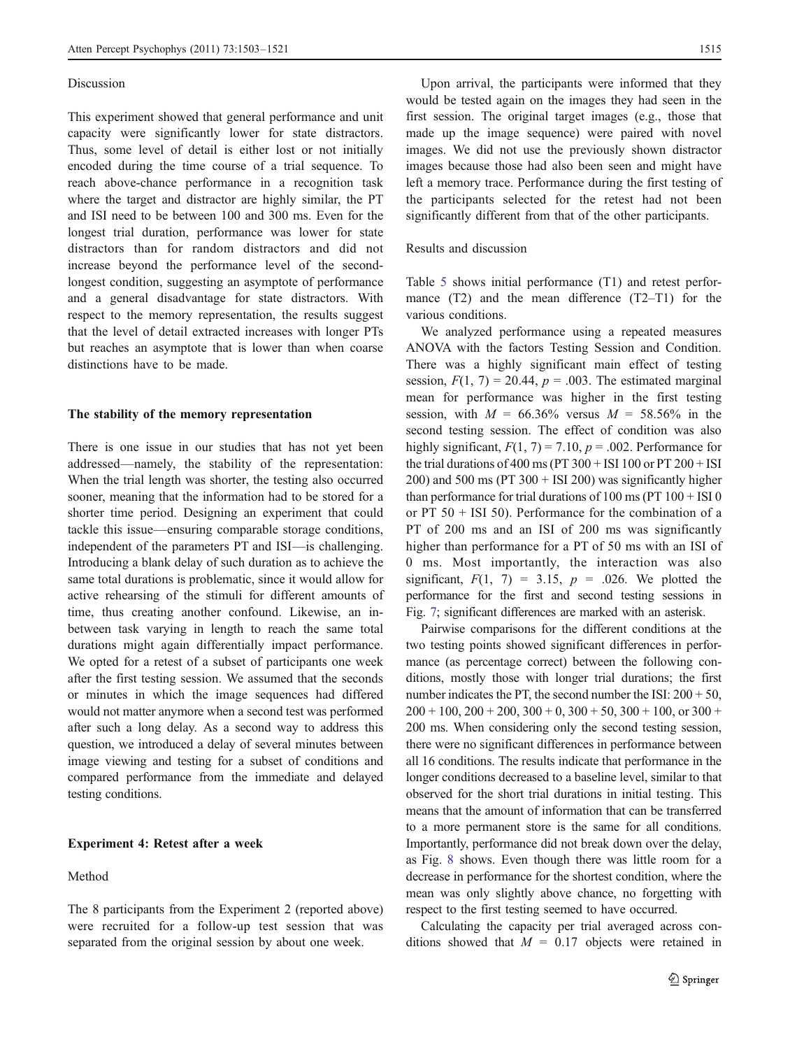Discussion

This experiment showed that general performance and unit capacity were significantly lower for state distractors. Thus, some level of detail is either lost or not initially encoded during the time course of a trial sequence. To reach above-chance performance in a recognition task where the target and distractor are highly similar, the PT and ISI need to be between 100 and 300 ms. Even for the longest trial duration, performance was lower for state distractors than for random distractors and did not increase beyond the performance level of the second-longest condition, suggesting an asymptote of performance and a general disadvantage for state distractors. With respect to the memory representation, the results suggest that the level of detail extracted increases with longer PTs but reaches an asymptote that is lower than when coarse distinctions have to be made.

## The stability of the memory representation

There is one issue in our studies that has not yet been addressed—namely, the stability of the representation: When the trial length was shorter, the testing also occurred sooner, meaning that the information had to be stored for a shorter time period. Designing an experiment that could tackle this issue—ensuring comparable storage conditions, independent of the parameters PT and ISI—is challenging. Introducing a blank delay of such duration as to achieve the same total durations is problematic, since it would allow for active rehearsing of the stimuli for different amounts of time, thus creating another confound. Likewise, an in-between task varying in length to reach the same total durations might again differentially impact performance. We opted for a retest of a subset of participants one week after the first testing session. We assumed that the seconds or minutes in which the image sequences had differed would not matter anymore when a second test was performed after such a long delay. As a second way to address this question, we introduced a delay of several minutes between image viewing and testing for a subset of conditions and compared performance from the immediate and delayed testing conditions.

## Experiment 4: Retest after a week

### Method

The 8 participants from the Experiment 2 (reported above) were recruited for a follow-up test session that was separated from the original session by about one week.

Upon arrival, the participants were informed that they would be tested again on the images they had seen in the first session. The original target images (e.g., those that made up the image sequence) were paired with novel images. We did not use the previously shown distractor images because those had also been seen and might have left a memory trace. Performance during the first testing of the participants selected for the retest had not been significantly different from that of the other participants.

### Results and discussion

Table 5 shows initial performance (T1) and retest performance (T2) and the mean difference (T2–T1) for the various conditions.

We analyzed performance using a repeated measures ANOVA with the factors Testing Session and Condition. There was a highly significant main effect of testing session, $F(1, 7) = 20.44$, $p = .003$. The estimated marginal mean for performance was higher in the first testing session, with $M = 66.36\%$ versus $M = 58.56\%$ in the second testing session. The effect of condition was also highly significant, $F(1, 7) = 7.10$, $p = .002$. Performance for the trial durations of 400 ms (PT 300 + ISI 100 or PT 200 + ISI 200) and 500 ms (PT 300 + ISI 200) was significantly higher than performance for trial durations of 100 ms (PT 100 + ISI 0 or PT 50 + ISI 50). Performance for the combination of a PT of 200 ms and an ISI of 200 ms was significantly higher than performance for a PT of 50 ms with an ISI of 0 ms. Most importantly, the interaction was also significant, $F(1, 7) = 3.15$, $p = .026$. We plotted the performance for the first and second testing sessions in Fig. 7; significant differences are marked with an asterisk.

Pairwise comparisons for the different conditions at the two testing points showed significant differences in performance (as percentage correct) between the following conditions, mostly those with longer trial durations; the first number indicates the PT, the second number the ISI: 200 + 50, 200 + 100, 200 + 200, 300 + 0, 300 + 50, 300 + 100, or 300 + 200 ms. When considering only the second testing session, there were no significant differences in performance between all 16 conditions. The results indicate that performance in the longer conditions decreased to a baseline level, similar to that observed for the short trial durations in initial testing. This means that the amount of information that can be transferred to a more permanent store is the same for all conditions. Importantly, performance did not break down over the delay, as Fig. 8 shows. Even though there was little room for a decrease in performance for the shortest condition, where the mean was only slightly above chance, no forgetting with respect to the first testing seemed to have occurred.

Calculating the capacity per trial averaged across conditions showed that $M = 0.17$ objects were retained in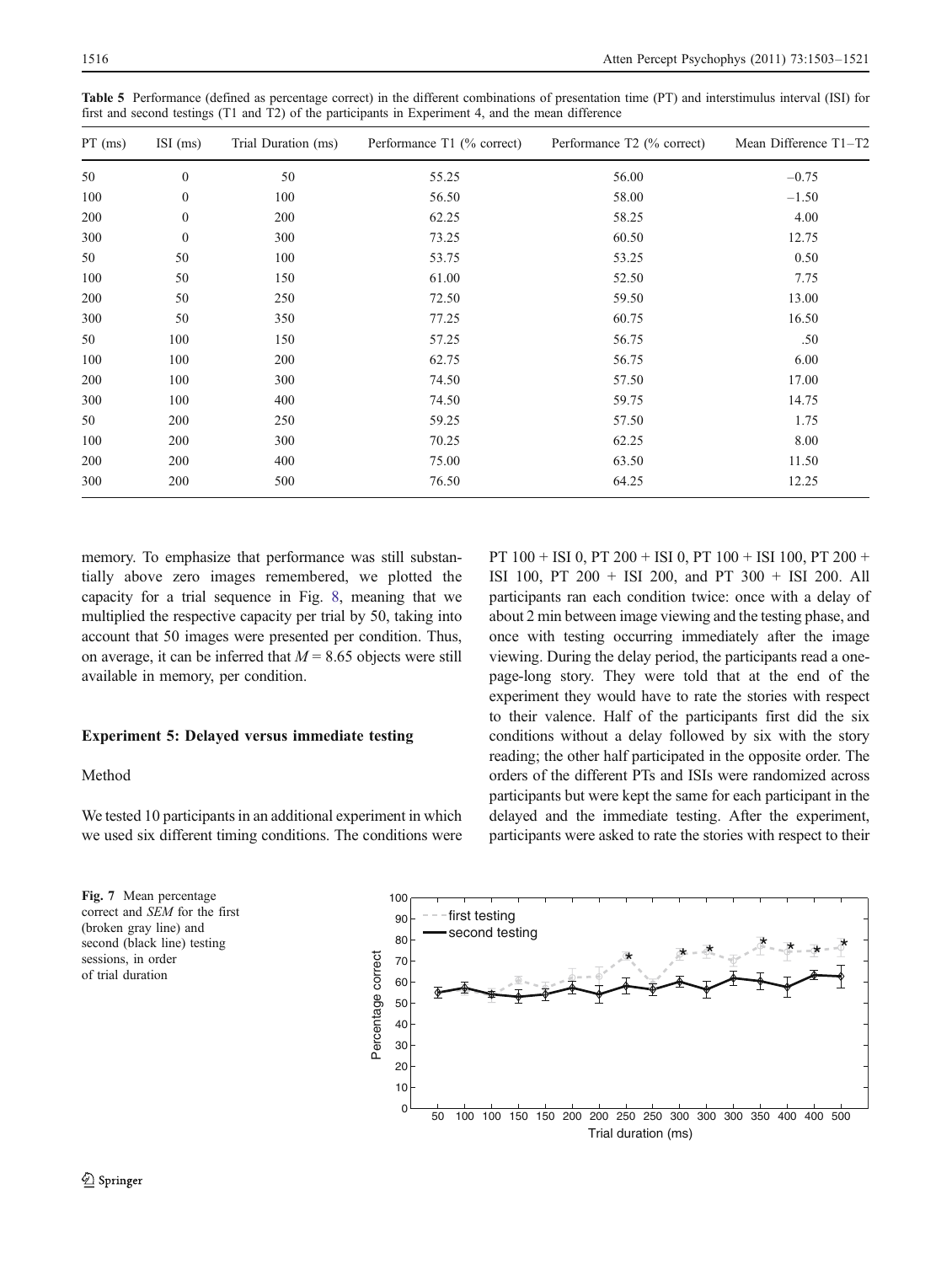**Table 5** Performance (defined as percentage correct) in the different combinations of presentation time (PT) and interstimulus interval (ISI) for first and second testings (T1 and T2) of the participants in Experiment 4, and the mean difference

| PT (ms) | ISI (ms) | Trial Duration (ms) | Performance T1 (% correct) | Performance T2 (% correct) | Mean Difference T1–T2 |
|---|---|---|---|---|---|
| 50 | 0 | 50 | 55.25 | 56.00 | –0.75 |
| 100 | 0 | 100 | 56.50 | 58.00 | –1.50 |
| 200 | 0 | 200 | 62.25 | 58.25 | 4.00 |
| 300 | 0 | 300 | 73.25 | 60.50 | 12.75 |
| 50 | 50 | 100 | 53.75 | 53.25 | 0.50 |
| 100 | 50 | 150 | 61.00 | 52.50 | 7.75 |
| 200 | 50 | 250 | 72.50 | 59.50 | 13.00 |
| 300 | 50 | 350 | 77.25 | 60.75 | 16.50 |
| 50 | 100 | 150 | 57.25 | 56.75 | .50 |
| 100 | 100 | 200 | 62.75 | 56.75 | 6.00 |
| 200 | 100 | 300 | 74.50 | 57.50 | 17.00 |
| 300 | 100 | 400 | 74.50 | 59.75 | 14.75 |
| 50 | 200 | 250 | 59.25 | 57.50 | 1.75 |
| 100 | 200 | 300 | 70.25 | 62.25 | 8.00 |
| 200 | 200 | 400 | 75.00 | 63.50 | 11.50 |
| 300 | 200 | 500 | 76.50 | 64.25 | 12.25 |

memory. To emphasize that performance was still substantially above zero images remembered, we plotted the capacity for a trial sequence in Fig. 8, meaning that we multiplied the respective capacity per trial by 50, taking into account that 50 images were presented per condition. Thus, on average, it can be inferred that $M = 8.65$ objects were still available in memory, per condition.

## Experiment 5: Delayed versus immediate testing

### Method

We tested 10 participants in an additional experiment in which we used six different timing conditions. The conditions were PT 100 + ISI 0, PT 200 + ISI 0, PT 100 + ISI 100, PT 200 + ISI 100, PT 200 + ISI 200, and PT 300 + ISI 200. All participants ran each condition twice: once with a delay of about 2 min between image viewing and the testing phase, and once with testing occurring immediately after the image viewing. During the delay period, the participants read a one-page-long story. They were told that at the end of the experiment they would have to rate the stories with respect to their valence. Half of the participants first did the six conditions without a delay followed by six with the story reading; the other half participated in the opposite order. The orders of the different PTs and ISIs were randomized across participants but were kept the same for each participant in the delayed and the immediate testing. After the experiment, participants were asked to rate the stories with respect to their

**Fig. 7** Mean percentage correct and *SEM* for the first (broken gray line) and second (black line) testing sessions, in order of trial duration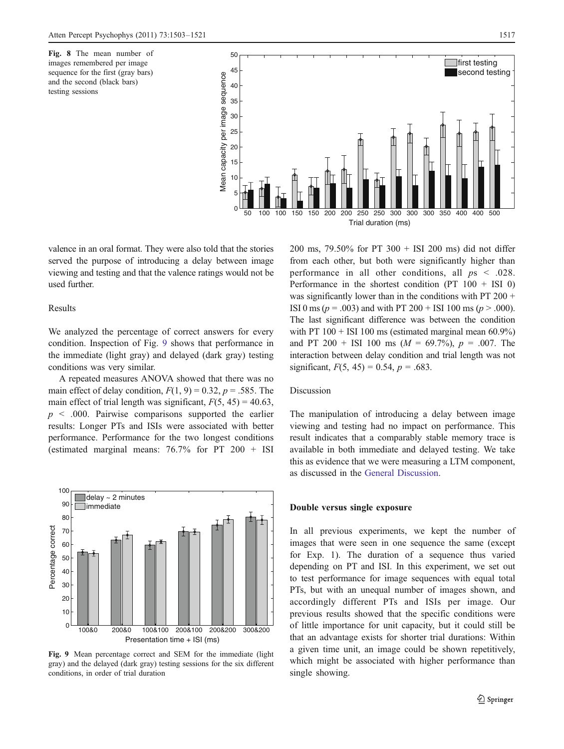**Fig. 8** The mean number of images remembered per image sequence for the first (gray bars) and the second (black bars) testing sessions

**Fig. 9** Mean percentage correct and SEM for the immediate (light gray) and the delayed (dark gray) testing sessions for the six different conditions, in order of trial duration

valence in an oral format. They were also told that the stories served the purpose of introducing a delay between image viewing and testing and that the valence ratings would not be used further.

### Results

We analyzed the percentage of correct answers for every condition. Inspection of Fig. 9 shows that performance in the immediate (light gray) and delayed (dark gray) testing conditions was very similar.

A repeated measures ANOVA showed that there was no main effect of delay condition, $F(1, 9) = 0.32$, $p = .585$. The main effect of trial length was significant, $F(5, 45) = 40.63$, $p < .000$. Pairwise comparisons supported the earlier results: Longer PTs and ISIs were associated with better performance. Performance for the two longest conditions (estimated marginal means: 76.7% for PT 200 + ISI 200 ms, 79.50% for PT 300 + ISI 200 ms) did not differ from each other, but both were significantly higher than performance in all other conditions, all $ps < .028$. Performance in the shortest condition (PT 100 + ISI 0) was significantly lower than in the conditions with PT 200 + ISI 0 ms ($p = .003$) and with PT 200 + ISI 100 ms ($p > .000$). The last significant difference was between the condition with PT 100 + ISI 100 ms (estimated marginal mean 60.9%) and PT 200 + ISI 100 ms ($M = 69.7\%$), $p = .007$. The interaction between delay condition and trial length was not significant, $F(5, 45) = 0.54$, $p = .683$.

### Discussion

The manipulation of introducing a delay between image viewing and testing had no impact on performance. This result indicates that a comparably stable memory trace is available in both immediate and delayed testing. We take this as evidence that we were measuring a LTM component, as discussed in the General Discussion.

## Double versus single exposure

In all previous experiments, we kept the number of images that were seen in one sequence the same (except for Exp. 1). The duration of a sequence thus varied depending on PT and ISI. In this experiment, we set out to test performance for image sequences with equal total PTs, but with an unequal number of images shown, and accordingly different PTs and ISIs per image. Our previous results showed that the specific conditions were of little importance for unit capacity, but it could still be that an advantage exists for shorter trial durations: Within a given time unit, an image could be shown repetitively, which might be associated with higher performance than single showing.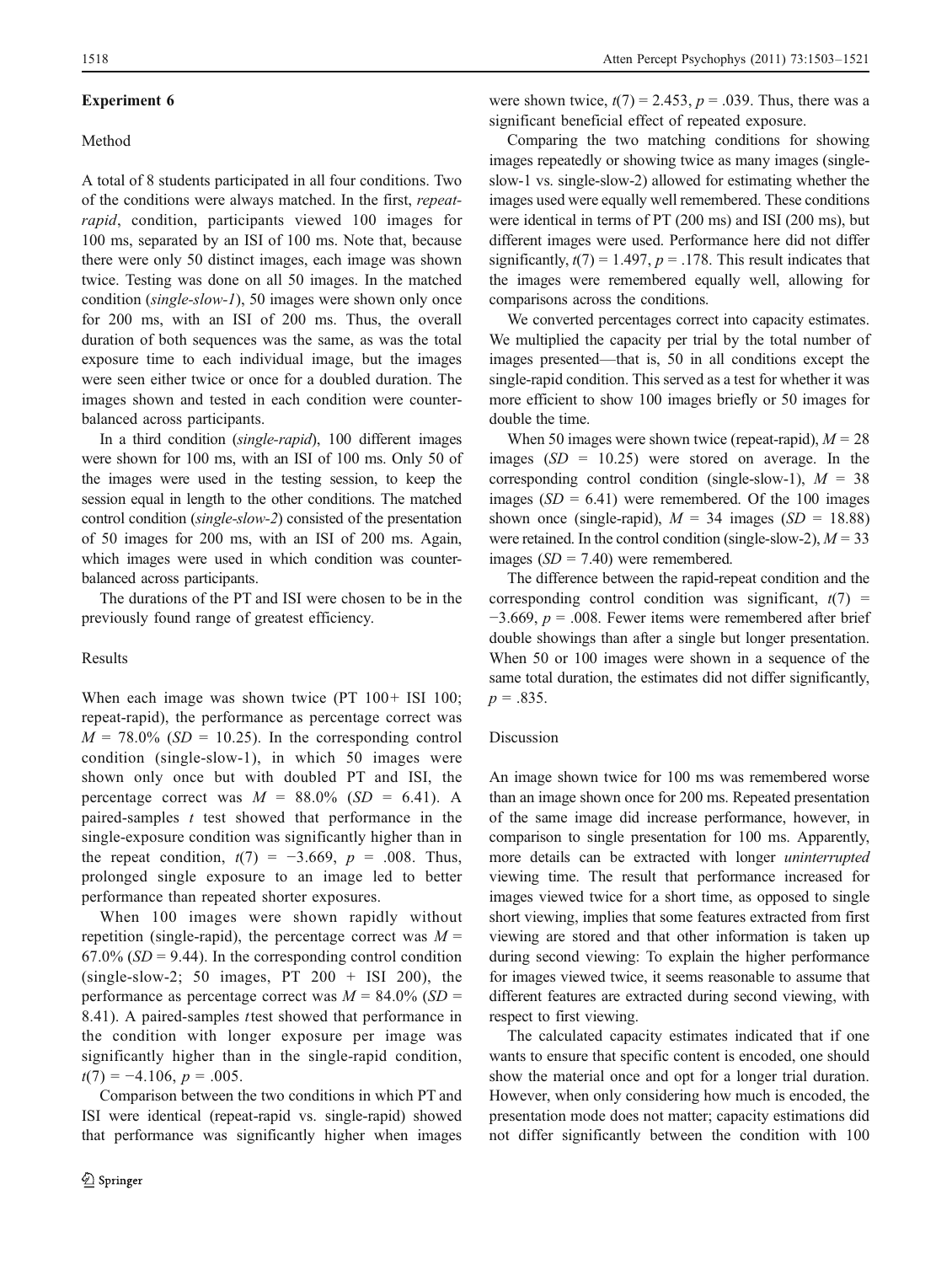## Experiment 6

### Method

A total of 8 students participated in all four conditions. Two of the conditions were always matched. In the first, *repeat-rapid*, condition, participants viewed 100 images for 100 ms, separated by an ISI of 100 ms. Note that, because there were only 50 distinct images, each image was shown twice. Testing was done on all 50 images. In the matched condition (*single-slow-1*), 50 images were shown only once for 200 ms, with an ISI of 200 ms. Thus, the overall duration of both sequences was the same, as was the total exposure time to each individual image, but the images were seen either twice or once for a doubled duration. The images shown and tested in each condition were counterbalanced across participants.

In a third condition (*single-rapid*), 100 different images were shown for 100 ms, with an ISI of 100 ms. Only 50 of the images were used in the testing session, to keep the session equal in length to the other conditions. The matched control condition (*single-slow-2*) consisted of the presentation of 50 images for 200 ms, with an ISI of 200 ms. Again, which images were used in which condition was counterbalanced across participants.

The durations of the PT and ISI were chosen to be in the previously found range of greatest efficiency.

### Results

When each image was shown twice (PT 100+ ISI 100; repeat-rapid), the performance as percentage correct was $M = 78.0\%$ ($SD = 10.25$). In the corresponding control condition (single-slow-1), in which 50 images were shown only once but with doubled PT and ISI, the percentage correct was $M = 88.0\%$ ($SD = 6.41$). A paired-samples $t$ test showed that performance in the single-exposure condition was significantly higher than in the repeat condition, $t(7) = -3.669$, $p = .008$. Thus, prolonged single exposure to an image led to better performance than repeated shorter exposures.

When 100 images were shown rapidly without repetition (single-rapid), the percentage correct was $M = 67.0\%$ ($SD = 9.44$). In the corresponding control condition (single-slow-2; 50 images, PT 200 + ISI 200), the performance as percentage correct was $M = 84.0\%$ ($SD = 8.41$). A paired-samples $t$ test showed that performance in the condition with longer exposure per image was significantly higher than in the single-rapid condition, $t(7) = -4.106$, $p = .005$.

Comparison between the two conditions in which PT and ISI were identical (repeat-rapid vs. single-rapid) showed that performance was significantly higher when images were shown twice, $t(7) = 2.453$, $p = .039$. Thus, there was a significant beneficial effect of repeated exposure.

Comparing the two matching conditions for showing images repeatedly or showing twice as many images (single-slow-1 vs. single-slow-2) allowed for estimating whether the images used were equally well remembered. These conditions were identical in terms of PT (200 ms) and ISI (200 ms), but different images were used. Performance here did not differ significantly, $t(7) = 1.497$, $p = .178$. This result indicates that the images were remembered equally well, allowing for comparisons across the conditions.

We converted percentages correct into capacity estimates. We multiplied the capacity per trial by the total number of images presented—that is, 50 in all conditions except the single-rapid condition. This served as a test for whether it was more efficient to show 100 images briefly or 50 images for double the time.

When 50 images were shown twice (repeat-rapid), $M = 28$ images ($SD = 10.25$) were stored on average. In the corresponding control condition (single-slow-1), $M = 38$ images ($SD = 6.41$) were remembered. Of the 100 images shown once (single-rapid), $M = 34$ images ($SD = 18.88$) were retained. In the control condition (single-slow-2), $M = 33$ images ($SD = 7.40$) were remembered.

The difference between the rapid-repeat condition and the corresponding control condition was significant, $t(7) = -3.669$, $p = .008$. Fewer items were remembered after brief double showings than after a single but longer presentation. When 50 or 100 images were shown in a sequence of the same total duration, the estimates did not differ significantly, $p = .835$.

### Discussion

An image shown twice for 100 ms was remembered worse than an image shown once for 200 ms. Repeated presentation of the same image did increase performance, however, in comparison to single presentation for 100 ms. Apparently, more details can be extracted with longer *uninterrupted* viewing time. The result that performance increased for images viewed twice for a short time, as opposed to single short viewing, implies that some features extracted from first viewing are stored and that other information is taken up during second viewing: To explain the higher performance for images viewed twice, it seems reasonable to assume that different features are extracted during second viewing, with respect to first viewing.

The calculated capacity estimates indicated that if one wants to ensure that specific content is encoded, one should show the material once and opt for a longer trial duration. However, when only considering how much is encoded, the presentation mode does not matter; capacity estimations did not differ significantly between the condition with 100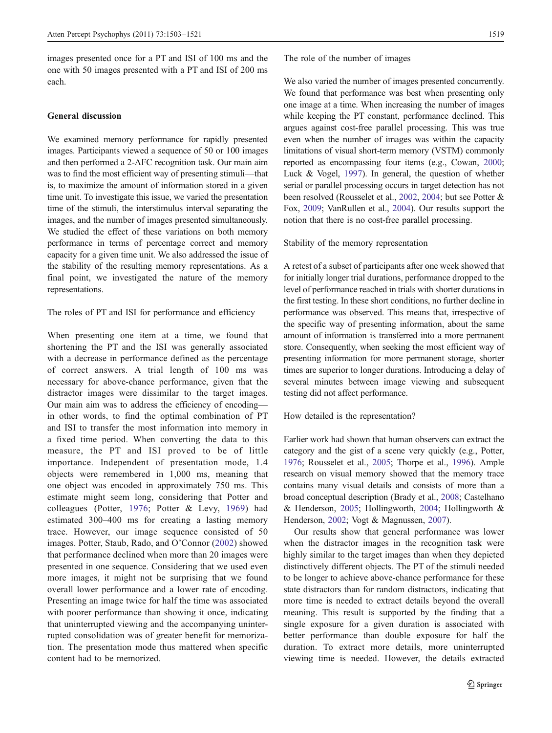images presented once for a PT and ISI of 100 ms and the one with 50 images presented with a PT and ISI of 200 ms each.

## General discussion

We examined memory performance for rapidly presented images. Participants viewed a sequence of 50 or 100 images and then performed a 2-AFC recognition task. Our main aim was to find the most efficient way of presenting stimuli—that is, to maximize the amount of information stored in a given time unit. To investigate this issue, we varied the presentation time of the stimuli, the interstimulus interval separating the images, and the number of images presented simultaneously. We studied the effect of these variations on both memory performance in terms of percentage correct and memory capacity for a given time unit. We also addressed the issue of the stability of the resulting memory representations. As a final point, we investigated the nature of the memory representations.

### The roles of PT and ISI for performance and efficiency

When presenting one item at a time, we found that shortening the PT and the ISI was generally associated with a decrease in performance defined as the percentage of correct answers. A trial length of 100 ms was necessary for above-chance performance, given that the distractor images were dissimilar to the target images. Our main aim was to address the efficiency of encoding—in other words, to find the optimal combination of PT and ISI to transfer the most information into memory in a fixed time period. When converting the data to this measure, the PT and ISI proved to be of little importance. Independent of presentation mode, 1.4 objects were remembered in 1,000 ms, meaning that one object was encoded in approximately 750 ms. This estimate might seem long, considering that Potter and colleagues (Potter, 1976; Potter & Levy, 1969) had estimated 300–400 ms for creating a lasting memory trace. However, our image sequence consisted of 50 images. Potter, Staub, Rado, and O'Connor (2002) showed that performance declined when more than 20 images were presented in one sequence. Considering that we used even more images, it might not be surprising that we found overall lower performance and a lower rate of encoding. Presenting an image twice for half the time was associated with poorer performance than showing it once, indicating that uninterrupted viewing and the accompanying uninterrupted consolidation was of greater benefit for memorization. The presentation mode thus mattered when specific content had to be memorized.

### The role of the number of images

We also varied the number of images presented concurrently. We found that performance was best when presenting only one image at a time. When increasing the number of images while keeping the PT constant, performance declined. This argues against cost-free parallel processing. This was true even when the number of images was within the capacity limitations of visual short-term memory (VSTM) commonly reported as encompassing four items (e.g., Cowan, 2000; Luck & Vogel, 1997). In general, the question of whether serial or parallel processing occurs in target detection has not been resolved (Rousselet et al., 2002, 2004; but see Potter & Fox, 2009; VanRullen et al., 2004). Our results support the notion that there is no cost-free parallel processing.

### Stability of the memory representation

A retest of a subset of participants after one week showed that for initially longer trial durations, performance dropped to the level of performance reached in trials with shorter durations in the first testing. In these short conditions, no further decline in performance was observed. This means that, irrespective of the specific way of presenting information, about the same amount of information is transferred into a more permanent store. Consequently, when seeking the most efficient way of presenting information for more permanent storage, shorter times are superior to longer durations. Introducing a delay of several minutes between image viewing and subsequent testing did not affect performance.

### How detailed is the representation?

Earlier work had shown that human observers can extract the category and the gist of a scene very quickly (e.g., Potter, 1976; Rousselet et al., 2005; Thorpe et al., 1996). Ample research on visual memory showed that the memory trace contains many visual details and consists of more than a broad conceptual description (Brady et al., 2008; Castelhano & Henderson, 2005; Hollingworth, 2004; Hollingworth & Henderson, 2002; Vogt & Magnussen, 2007).

Our results show that general performance was lower when the distractor images in the recognition task were highly similar to the target images than when they depicted distinctively different objects. The PT of the stimuli needed to be longer to achieve above-chance performance for these state distractors than for random distractors, indicating that more time is needed to extract details beyond the overall meaning. This result is supported by the finding that a single exposure for a given duration is associated with better performance than double exposure for half the duration. To extract more details, more uninterrupted viewing time is needed. However, the details extracted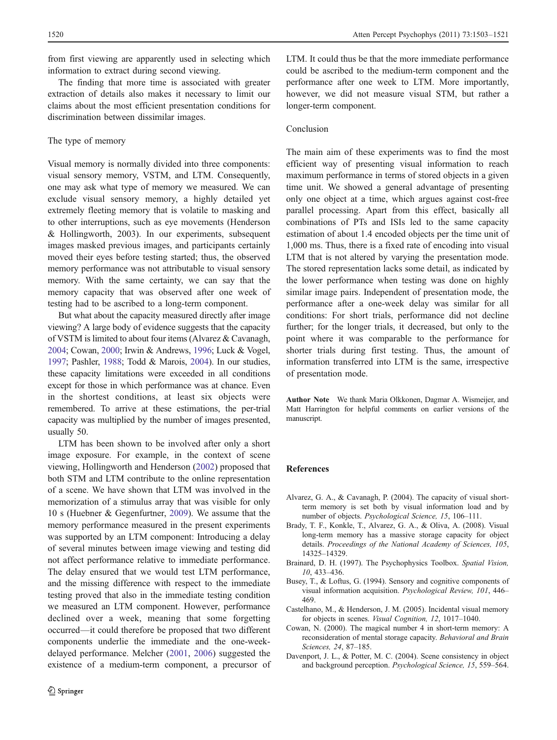from first viewing are apparently used in selecting which information to extract during second viewing.

The finding that more time is associated with greater extraction of details also makes it necessary to limit our claims about the most efficient presentation conditions for discrimination between dissimilar images.

### The type of memory

Visual memory is normally divided into three components: visual sensory memory, VSTM, and LTM. Consequently, one may ask what type of memory we measured. We can exclude visual sensory memory, a highly detailed yet extremely fleeting memory that is volatile to masking and to other interruptions, such as eye movements (Henderson & Hollingworth, 2003). In our experiments, subsequent images masked previous images, and participants certainly moved their eyes before testing started; thus, the observed memory performance was not attributable to visual sensory memory. With the same certainty, we can say that the memory capacity that was observed after one week of testing had to be ascribed to a long-term component.

But what about the capacity measured directly after image viewing? A large body of evidence suggests that the capacity of VSTM is limited to about four items (Alvarez & Cavanagh, 2004; Cowan, 2000; Irwin & Andrews, 1996; Luck & Vogel, 1997; Pashler, 1988; Todd & Marois, 2004). In our studies, these capacity limitations were exceeded in all conditions except for those in which performance was at chance. Even in the shortest conditions, at least six objects were remembered. To arrive at these estimations, the per-trial capacity was multiplied by the number of images presented, usually 50.

LTM has been shown to be involved after only a short image exposure. For example, in the context of scene viewing, Hollingworth and Henderson (2002) proposed that both STM and LTM contribute to the online representation of a scene. We have shown that LTM was involved in the memorization of a stimulus array that was visible for only 10 s (Huebner & Gegenfurtner, 2009). We assume that the memory performance measured in the present experiments was supported by an LTM component: Introducing a delay of several minutes between image viewing and testing did not affect performance relative to immediate performance. The delay ensured that we would test LTM performance, and the missing difference with respect to the immediate testing proved that also in the immediate testing condition we measured an LTM component. However, performance declined over a week, meaning that some forgetting occurred—it could therefore be proposed that two different components underlie the immediate and the one-week-delayed performance. Melcher (2001, 2006) suggested the existence of a medium-term component, a precursor of LTM. It could thus be that the more immediate performance could be ascribed to the medium-term component and the performance after one week to LTM. More importantly, however, we did not measure visual STM, but rather a longer-term component.

## Conclusion

The main aim of these experiments was to find the most efficient way of presenting visual information to reach maximum performance in terms of stored objects in a given time unit. We showed a general advantage of presenting only one object at a time, which argues against cost-free parallel processing. Apart from this effect, basically all combinations of PTs and ISIs led to the same capacity estimation of about 1.4 encoded objects per the time unit of 1,000 ms. Thus, there is a fixed rate of encoding into visual LTM that is not altered by varying the presentation mode. The stored representation lacks some detail, as indicated by the lower performance when testing was done on highly similar image pairs. Independent of presentation mode, the performance after a one-week delay was similar for all conditions: For short trials, performance did not decline further; for the longer trials, it decreased, but only to the point where it was comparable to the performance for shorter trials during first testing. Thus, the amount of information transferred into LTM is the same, irrespective of presentation mode.

**Author Note** We thank Maria Olkkonen, Dagmar A. Wismeijer, and Matt Harrington for helpful comments on earlier versions of the manuscript.

## References

Alvarez, G. A., & Cavanagh, P. (2004). The capacity of visual short-term memory is set both by visual information load and by number of objects. *Psychological Science, 15*, 106–111.

Brady, T. F., Konkle, T., Alvarez, G. A., & Oliva, A. (2008). Visual long-term memory has a massive storage capacity for object details. *Proceedings of the National Academy of Sciences, 105*, 14325–14329.

Brainard, D. H. (1997). The Psychophysics Toolbox. *Spatial Vision, 10*, 433–436.

Busey, T., & Loftus, G. (1994). Sensory and cognitive components of visual information acquisition. *Psychological Review, 101*, 446–469.

Castelhano, M., & Henderson, J. M. (2005). Incidental visual memory for objects in scenes. *Visual Cognition, 12*, 1017–1040.

Cowan, N. (2000). The magical number 4 in short-term memory: A reconsideration of mental storage capacity. *Behavioral and Brain Sciences, 24*, 87–185.

Davenport, J. L., & Potter, M. C. (2004). Scene consistency in object and background perception. *Psychological Science, 15*, 559–564.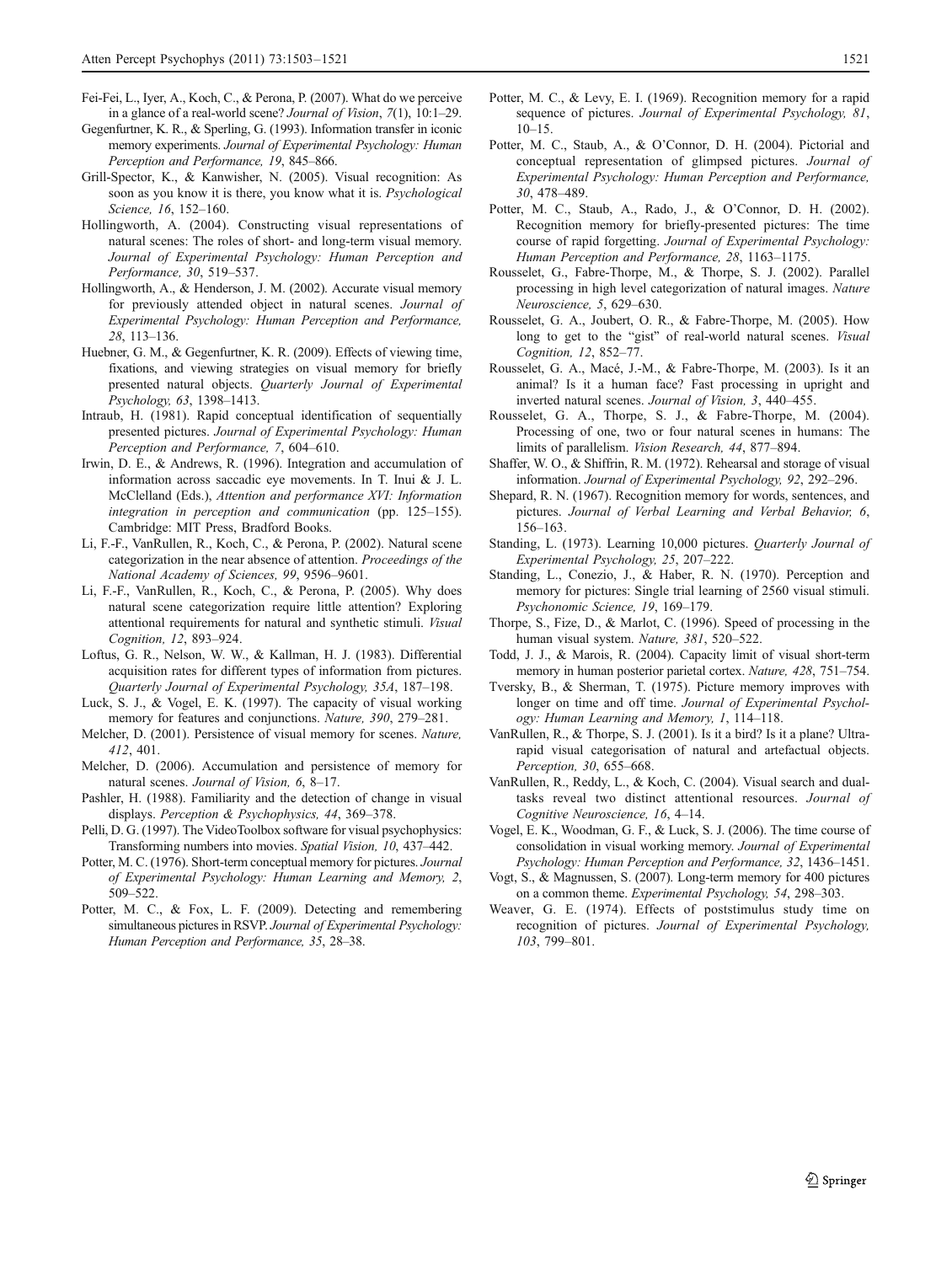Fei-Fei, L., Iyer, A., Koch, C., & Perona, P. (2007). What do we perceive in a glance of a real-world scene? *Journal of Vision*, *7*(1), 10:1–29.

Gegenfurtner, K. R., & Sperling, G. (1993). Information transfer in iconic memory experiments. *Journal of Experimental Psychology: Human Perception and Performance, 19*, 845–866.

Grill-Spector, K., & Kanwisher, N. (2005). Visual recognition: As soon as you know it is there, you know what it is. *Psychological Science, 16*, 152–160.

Hollingworth, A. (2004). Constructing visual representations of natural scenes: The roles of short- and long-term visual memory. *Journal of Experimental Psychology: Human Perception and Performance, 30*, 519–537.

Hollingworth, A., & Henderson, J. M. (2002). Accurate visual memory for previously attended object in natural scenes. *Journal of Experimental Psychology: Human Perception and Performance, 28*, 113–136.

Huebner, G. M., & Gegenfurtner, K. R. (2009). Effects of viewing time, fixations, and viewing strategies on visual memory for briefly presented natural objects. *Quarterly Journal of Experimental Psychology, 63*, 1398–1413.

Intraub, H. (1981). Rapid conceptual identification of sequentially presented pictures. *Journal of Experimental Psychology: Human Perception and Performance, 7*, 604–610.

Irwin, D. E., & Andrews, R. (1996). Integration and accumulation of information across saccadic eye movements. In T. Inui & J. L. McClelland (Eds.), *Attention and performance XVI: Information integration in perception and communication* (pp. 125–155). Cambridge: MIT Press, Bradford Books.

Li, F.-F., VanRullen, R., Koch, C., & Perona, P. (2002). Natural scene categorization in the near absence of attention. *Proceedings of the National Academy of Sciences, 99*, 9596–9601.

Li, F.-F., VanRullen, R., Koch, C., & Perona, P. (2005). Why does natural scene categorization require little attention? Exploring attentional requirements for natural and synthetic stimuli. *Visual Cognition, 12*, 893–924.

Loftus, G. R., Nelson, W. W., & Kallman, H. J. (1983). Differential acquisition rates for different types of information from pictures. *Quarterly Journal of Experimental Psychology, 35A*, 187–198.

Luck, S. J., & Vogel, E. K. (1997). The capacity of visual working memory for features and conjunctions. *Nature, 390*, 279–281.

Melcher, D. (2001). Persistence of visual memory for scenes. *Nature, 412*, 401.

Melcher, D. (2006). Accumulation and persistence of memory for natural scenes. *Journal of Vision, 6*, 8–17.

Pashler, H. (1988). Familiarity and the detection of change in visual displays. *Perception & Psychophysics, 44*, 369–378.

Pelli, D. G. (1997). The VideoToolbox software for visual psychophysics: Transforming numbers into movies. *Spatial Vision, 10*, 437–442.

Potter, M. C. (1976). Short-term conceptual memory for pictures. *Journal of Experimental Psychology: Human Learning and Memory, 2*, 509–522.

Potter, M. C., & Fox, L. F. (2009). Detecting and remembering simultaneous pictures in RSVP. *Journal of Experimental Psychology: Human Perception and Performance, 35*, 28–38.

Potter, M. C., & Levy, E. I. (1969). Recognition memory for a rapid sequence of pictures. *Journal of Experimental Psychology, 81*, 10–15.

Potter, M. C., Staub, A., & O'Connor, D. H. (2004). Pictorial and conceptual representation of glimpsed pictures. *Journal of Experimental Psychology: Human Perception and Performance, 30*, 478–489.

Potter, M. C., Staub, A., Rado, J., & O'Connor, D. H. (2002). Recognition memory for briefly-presented pictures: The time course of rapid forgetting. *Journal of Experimental Psychology: Human Perception and Performance, 28*, 1163–1175.

Rousselet, G., Fabre-Thorpe, M., & Thorpe, S. J. (2002). Parallel processing in high level categorization of natural images. *Nature Neuroscience, 5*, 629–630.

Rousselet, G. A., Joubert, O. R., & Fabre-Thorpe, M. (2005). How long to get to the "gist" of real-world natural scenes. *Visual Cognition, 12*, 852–77.

Rousselet, G. A., Macé, J.-M., & Fabre-Thorpe, M. (2003). Is it an animal? Is it a human face? Fast processing in upright and inverted natural scenes. *Journal of Vision, 3*, 440–455.

Rousselet, G. A., Thorpe, S. J., & Fabre-Thorpe, M. (2004). Processing of one, two or four natural scenes in humans: The limits of parallelism. *Vision Research, 44*, 877–894.

Shaffer, W. O., & Shiffrin, R. M. (1972). Rehearsal and storage of visual information. *Journal of Experimental Psychology, 92*, 292–296.

Shepard, R. N. (1967). Recognition memory for words, sentences, and pictures. *Journal of Verbal Learning and Verbal Behavior, 6*, 156–163.

Standing, L. (1973). Learning 10,000 pictures. *Quarterly Journal of Experimental Psychology, 25*, 207–222.

Standing, L., Conezio, J., & Haber, R. N. (1970). Perception and memory for pictures: Single trial learning of 2560 visual stimuli. *Psychonomic Science, 19*, 169–179.

Thorpe, S., Fize, D., & Marlot, C. (1996). Speed of processing in the human visual system. *Nature, 381*, 520–522.

Todd, J. J., & Marois, R. (2004). Capacity limit of visual short-term memory in human posterior parietal cortex. *Nature, 428*, 751–754.

Tversky, B., & Sherman, T. (1975). Picture memory improves with longer on time and off time. *Journal of Experimental Psychology: Human Learning and Memory, 1*, 114–118.

VanRullen, R., & Thorpe, S. J. (2001). Is it a bird? Is it a plane? Ultra-rapid visual categorisation of natural and artefactual objects. *Perception, 30*, 655–668.

VanRullen, R., Reddy, L., & Koch, C. (2004). Visual search and dual-tasks reveal two distinct attentional resources. *Journal of Cognitive Neuroscience, 16*, 4–14.

Vogel, E. K., Woodman, G. F., & Luck, S. J. (2006). The time course of consolidation in visual working memory. *Journal of Experimental Psychology: Human Perception and Performance, 32*, 1436–1451.

Vogt, S., & Magnussen, S. (2007). Long-term memory for 400 pictures on a common theme. *Experimental Psychology, 54*, 298–303.

Weaver, G. E. (1974). Effects of poststimulus study time on recognition of pictures. *Journal of Experimental Psychology, 103*, 799–801.